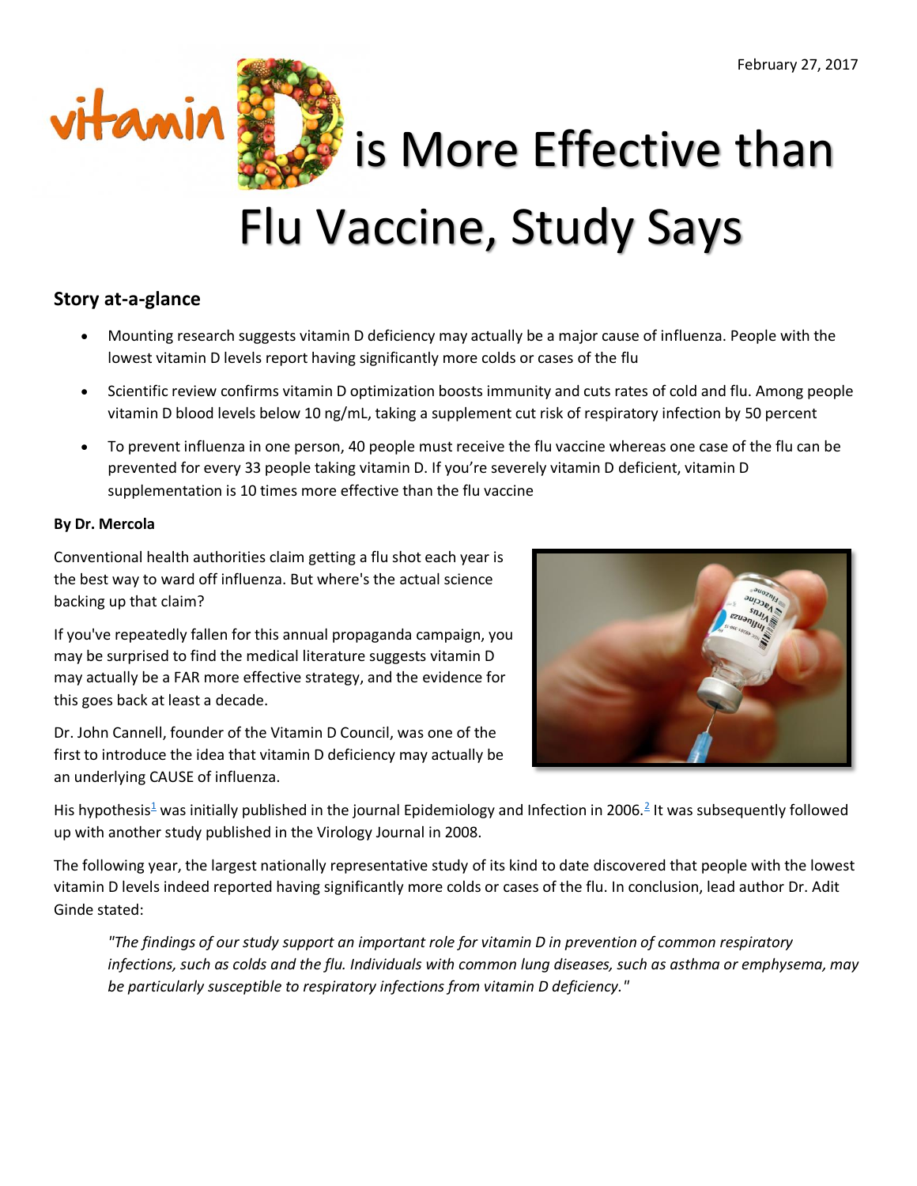February 27, 2017

# vitamin D is More Effective than Flu Vaccine, Study Says

### Story at-a-glance

- Mounting research suggests vitamin D deficiency may actually be a major cause of influenza. People with the lowest vitamin D levels report having significantly more colds or cases of the flu
- Scientific review confirms vitamin D optimization boosts immunity and cuts rates of cold and flu. Among people vitamin D blood levels below 10 ng/mL, taking a supplement cut risk of respiratory infection by 50 percent
- To prevent influenza in one person, 40 people must receive the flu vaccine whereas one case of the flu can be prevented for every 33 people taking vitamin D. If you're severely vitamin D deficient, vitamin D supplementation is 10 times more effective than the flu vaccine

**By Dr. Mercola**

Conventional health authorities claim getting a flu shot each year is the best way to ward off influenza. But where's the actual science backing up that claim?

If you've repeatedly fallen for this annual propaganda campaign, you may be surprised to find the medical literature suggests vitamin D may actually be a FAR more effective strategy, and the evidence for this goes back at least a decade.

Dr. John Cannell, founder of the Vitamin D Council, was one of the first to introduce the idea that vitamin D deficiency may actually be an underlying CAUSE of influenza.

His hypothesis[1] was initially published in the journal Epidemiology and Infection in 2006.[2] It was subsequently followed up with another study published in the Virology Journal in 2008.

The following year, the largest nationally representative study of its kind to date discovered that people with the lowest vitamin D levels indeed reported having significantly more colds or cases of the flu. In conclusion, lead author Dr. Adit Ginde stated:

> *"The findings of our study support an important role for vitamin D in prevention of common respiratory infections, such as colds and the flu. Individuals with common lung diseases, such as asthma or emphysema, may be particularly susceptible to respiratory infections from vitamin D deficiency."*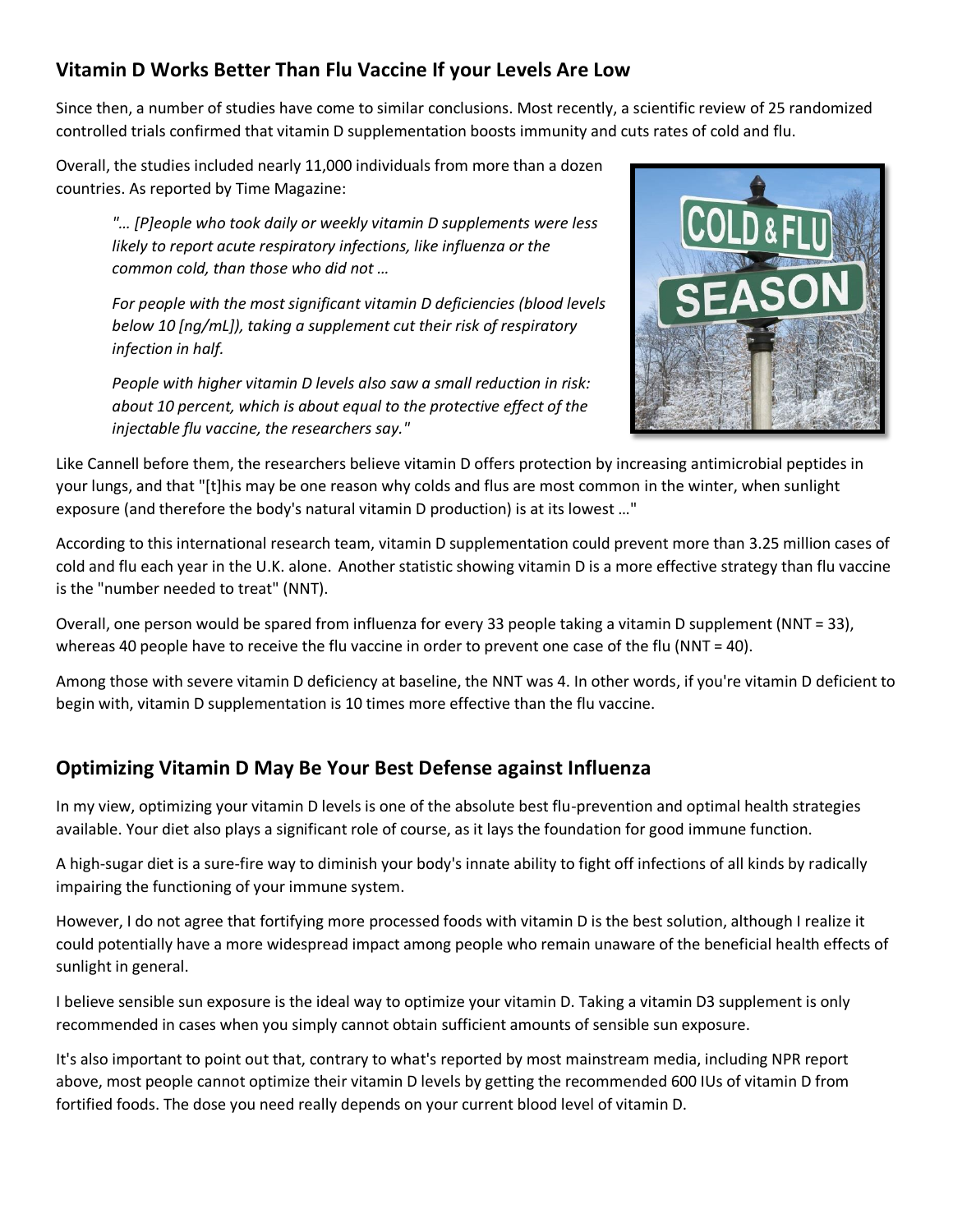## Vitamin D Works Better Than Flu Vaccine If your Levels Are Low

Since then, a number of studies have come to similar conclusions. Most recently, a scientific review of 25 randomized controlled trials confirmed that vitamin D supplementation boosts immunity and cuts rates of cold and flu.

Overall, the studies included nearly 11,000 individuals from more than a dozen countries. As reported by Time Magazine:

> *"… [P]eople who took daily or weekly vitamin D supplements were less likely to report acute respiratory infections, like influenza or the common cold, than those who did not …*
>
> *For people with the most significant vitamin D deficiencies (blood levels below 10 [ng/mL]), taking a supplement cut their risk of respiratory infection in half.*
>
> *People with higher vitamin D levels also saw a small reduction in risk: about 10 percent, which is about equal to the protective effect of the injectable flu vaccine, the researchers say."*

Like Cannell before them, the researchers believe vitamin D offers protection by increasing antimicrobial peptides in your lungs, and that "[t]his may be one reason why colds and flus are most common in the winter, when sunlight exposure (and therefore the body's natural vitamin D production) is at its lowest …"

According to this international research team, vitamin D supplementation could prevent more than 3.25 million cases of cold and flu each year in the U.K. alone. Another statistic showing vitamin D is a more effective strategy than flu vaccine is the "number needed to treat" (NNT).

Overall, one person would be spared from influenza for every 33 people taking a vitamin D supplement (NNT = 33), whereas 40 people have to receive the flu vaccine in order to prevent one case of the flu (NNT = 40).

Among those with severe vitamin D deficiency at baseline, the NNT was 4. In other words, if you're vitamin D deficient to begin with, vitamin D supplementation is 10 times more effective than the flu vaccine.

## Optimizing Vitamin D May Be Your Best Defense against Influenza

In my view, optimizing your vitamin D levels is one of the absolute best flu-prevention and optimal health strategies available. Your diet also plays a significant role of course, as it lays the foundation for good immune function.

A high-sugar diet is a sure-fire way to diminish your body's innate ability to fight off infections of all kinds by radically impairing the functioning of your immune system.

However, I do not agree that fortifying more processed foods with vitamin D is the best solution, although I realize it could potentially have a more widespread impact among people who remain unaware of the beneficial health effects of sunlight in general.

I believe sensible sun exposure is the ideal way to optimize your vitamin D. Taking a vitamin D3 supplement is only recommended in cases when you simply cannot obtain sufficient amounts of sensible sun exposure.

It's also important to point out that, contrary to what's reported by most mainstream media, including NPR report above, most people cannot optimize their vitamin D levels by getting the recommended 600 IUs of vitamin D from fortified foods. The dose you need really depends on your current blood level of vitamin D.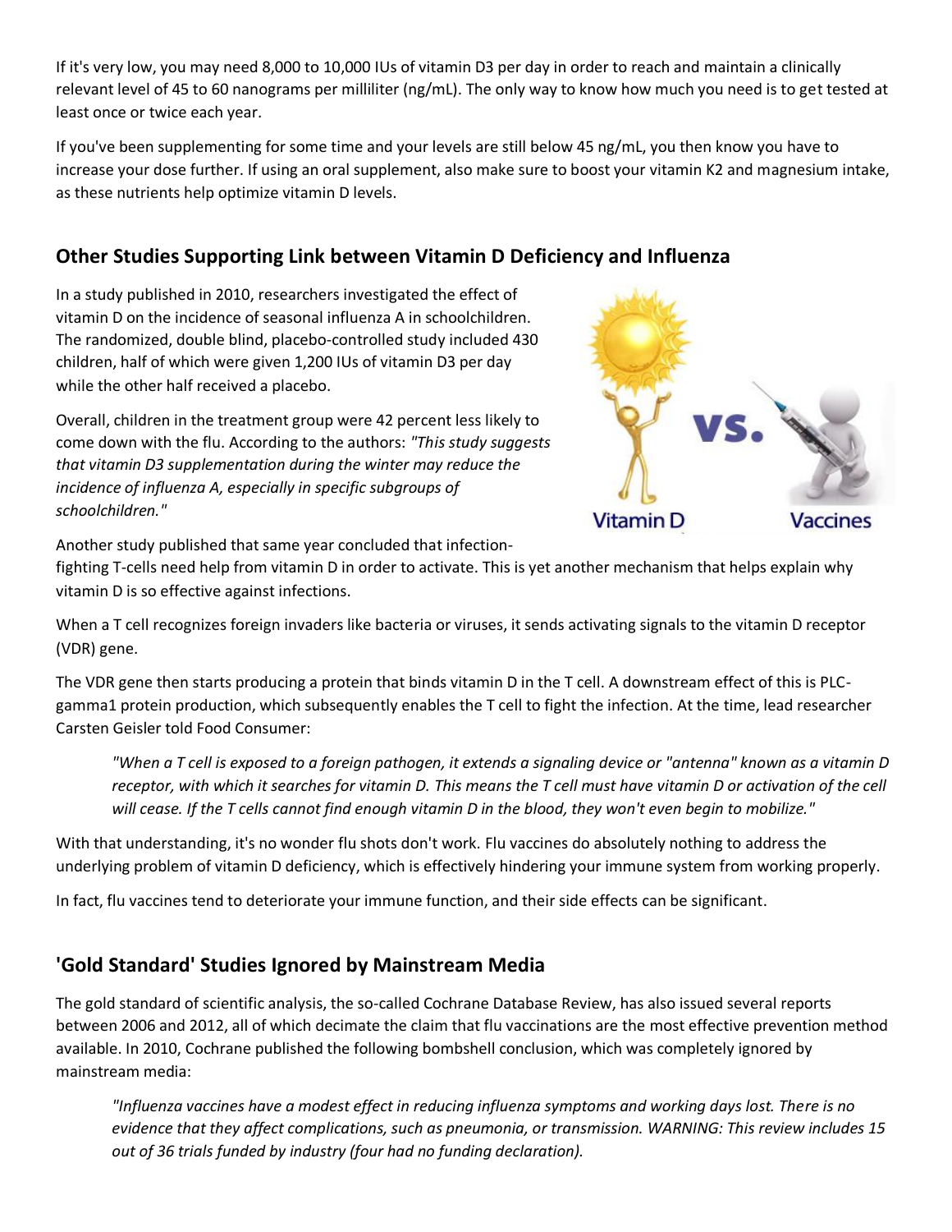If it's very low, you may need 8,000 to 10,000 IUs of vitamin D3 per day in order to reach and maintain a clinically relevant level of 45 to 60 nanograms per milliliter (ng/mL). The only way to know how much you need is to get tested at least once or twice each year.

If you've been supplementing for some time and your levels are still below 45 ng/mL, you then know you have to increase your dose further. If using an oral supplement, also make sure to boost your vitamin K2 and magnesium intake, as these nutrients help optimize vitamin D levels.

## Other Studies Supporting Link between Vitamin D Deficiency and Influenza

In a study published in 2010, researchers investigated the effect of vitamin D on the incidence of seasonal influenza A in schoolchildren. The randomized, double blind, placebo-controlled study included 430 children, half of which were given 1,200 IUs of vitamin D3 per day while the other half received a placebo.

Overall, children in the treatment group were 42 percent less likely to come down with the flu. According to the authors: *"This study suggests that vitamin D3 supplementation during the winter may reduce the incidence of influenza A, especially in specific subgroups of schoolchildren."*

Another study published that same year concluded that infection-fighting T-cells need help from vitamin D in order to activate. This is yet another mechanism that helps explain why vitamin D is so effective against infections.

When a T cell recognizes foreign invaders like bacteria or viruses, it sends activating signals to the vitamin D receptor (VDR) gene.

The VDR gene then starts producing a protein that binds vitamin D in the T cell. A downstream effect of this is PLC-gamma1 protein production, which subsequently enables the T cell to fight the infection. At the time, lead researcher Carsten Geisler told Food Consumer:

> *"When a T cell is exposed to a foreign pathogen, it extends a signaling device or "antenna" known as a vitamin D receptor, with which it searches for vitamin D. This means the T cell must have vitamin D or activation of the cell will cease. If the T cells cannot find enough vitamin D in the blood, they won't even begin to mobilize."*

With that understanding, it's no wonder flu shots don't work. Flu vaccines do absolutely nothing to address the underlying problem of vitamin D deficiency, which is effectively hindering your immune system from working properly.

In fact, flu vaccines tend to deteriorate your immune function, and their side effects can be significant.

## 'Gold Standard' Studies Ignored by Mainstream Media

The gold standard of scientific analysis, the so-called Cochrane Database Review, has also issued several reports between 2006 and 2012, all of which decimate the claim that flu vaccinations are the most effective prevention method available. In 2010, Cochrane published the following bombshell conclusion, which was completely ignored by mainstream media:

> *"Influenza vaccines have a modest effect in reducing influenza symptoms and working days lost. There is no evidence that they affect complications, such as pneumonia, or transmission. WARNING: This review includes 15 out of 36 trials funded by industry (four had no funding declaration).*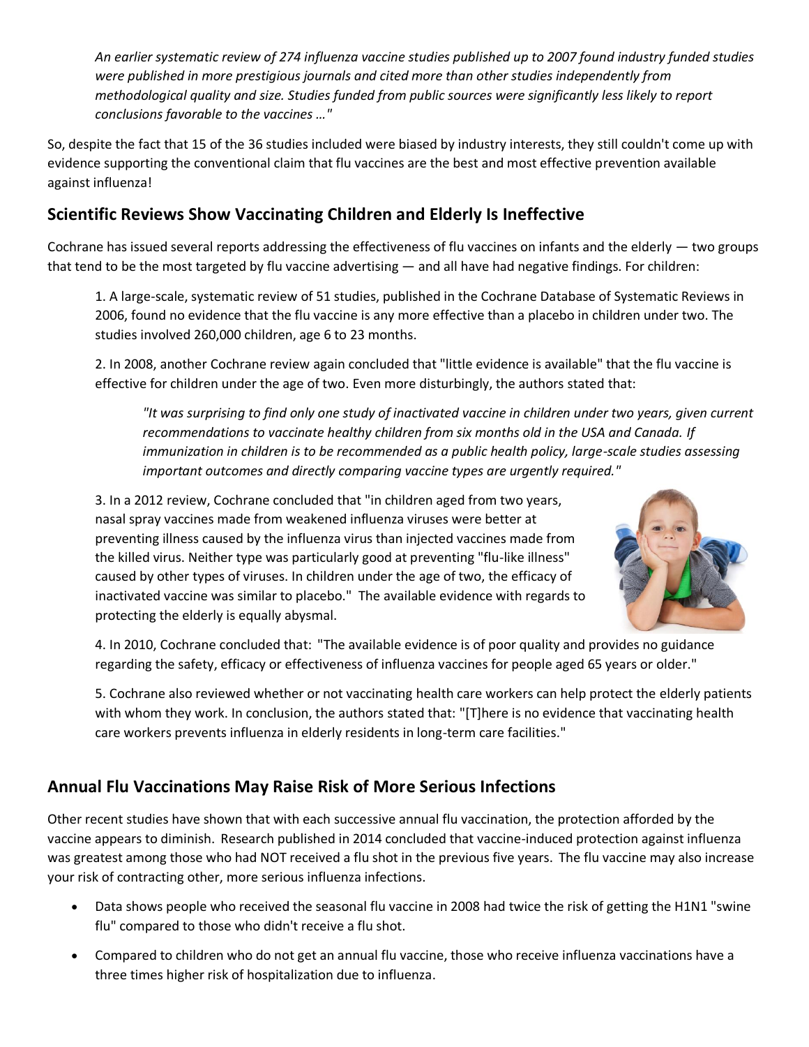*An earlier systematic review of 274 influenza vaccine studies published up to 2007 found industry funded studies were published in more prestigious journals and cited more than other studies independently from methodological quality and size. Studies funded from public sources were significantly less likely to report conclusions favorable to the vaccines …"*

So, despite the fact that 15 of the 36 studies included were biased by industry interests, they still couldn't come up with evidence supporting the conventional claim that flu vaccines are the best and most effective prevention available against influenza!

## Scientific Reviews Show Vaccinating Children and Elderly Is Ineffective

Cochrane has issued several reports addressing the effectiveness of flu vaccines on infants and the elderly — two groups that tend to be the most targeted by flu vaccine advertising — and all have had negative findings. For children:

1. A large-scale, systematic review of 51 studies, published in the Cochrane Database of Systematic Reviews in 2006, found no evidence that the flu vaccine is any more effective than a placebo in children under two. The studies involved 260,000 children, age 6 to 23 months.

2. In 2008, another Cochrane review again concluded that "little evidence is available" that the flu vaccine is effective for children under the age of two. Even more disturbingly, the authors stated that:

   *"It was surprising to find only one study of inactivated vaccine in children under two years, given current recommendations to vaccinate healthy children from six months old in the USA and Canada. If immunization in children is to be recommended as a public health policy, large-scale studies assessing important outcomes and directly comparing vaccine types are urgently required."*

3. In a 2012 review, Cochrane concluded that "in children aged from two years, nasal spray vaccines made from weakened influenza viruses were better at preventing illness caused by the influenza virus than injected vaccines made from the killed virus. Neither type was particularly good at preventing "flu-like illness" caused by other types of viruses. In children under the age of two, the efficacy of inactivated vaccine was similar to placebo." The available evidence with regards to protecting the elderly is equally abysmal.

4. In 2010, Cochrane concluded that: "The available evidence is of poor quality and provides no guidance regarding the safety, efficacy or effectiveness of influenza vaccines for people aged 65 years or older."

5. Cochrane also reviewed whether or not vaccinating health care workers can help protect the elderly patients with whom they work. In conclusion, the authors stated that: "[T]here is no evidence that vaccinating health care workers prevents influenza in elderly residents in long-term care facilities."

## Annual Flu Vaccinations May Raise Risk of More Serious Infections

Other recent studies have shown that with each successive annual flu vaccination, the protection afforded by the vaccine appears to diminish. Research published in 2014 concluded that vaccine-induced protection against influenza was greatest among those who had NOT received a flu shot in the previous five years. The flu vaccine may also increase your risk of contracting other, more serious influenza infections.

- Data shows people who received the seasonal flu vaccine in 2008 had twice the risk of getting the H1N1 "swine flu" compared to those who didn't receive a flu shot.
- Compared to children who do not get an annual flu vaccine, those who receive influenza vaccinations have a three times higher risk of hospitalization due to influenza.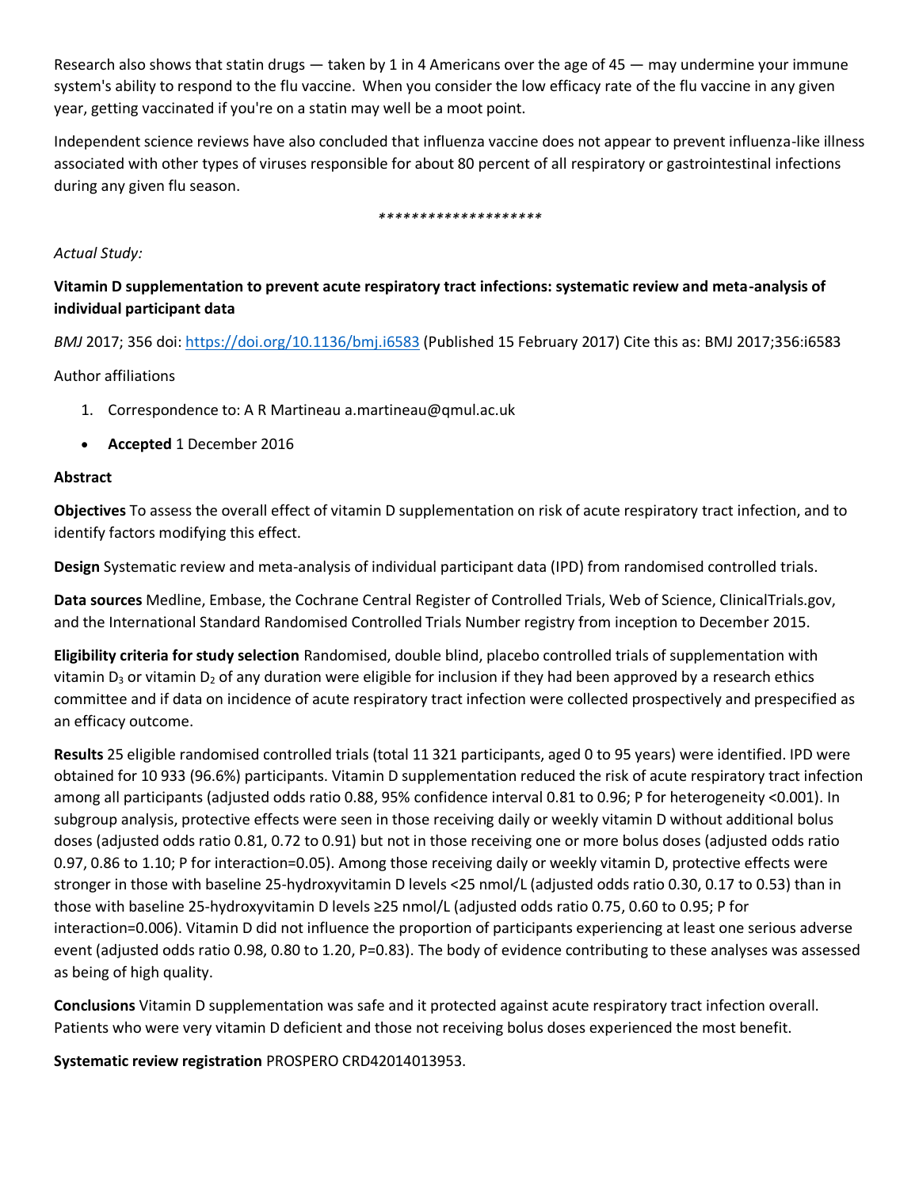Research also shows that statin drugs — taken by 1 in 4 Americans over the age of 45 — may undermine your immune system's ability to respond to the flu vaccine. When you consider the low efficacy rate of the flu vaccine in any given year, getting vaccinated if you're on a statin may well be a moot point.

Independent science reviews have also concluded that influenza vaccine does not appear to prevent influenza-like illness associated with other types of viruses responsible for about 80 percent of all respiratory or gastrointestinal infections during any given flu season.

********************

*Actual Study:*

**Vitamin D supplementation to prevent acute respiratory tract infections: systematic review and meta-analysis of individual participant data**

*BMJ* 2017; 356 doi: https://doi.org/10.1136/bmj.i6583 (Published 15 February 2017) Cite this as: BMJ 2017;356:i6583

Author affiliations

1. Correspondence to: A R Martineau a.martineau@qmul.ac.uk

- **Accepted** 1 December 2016

**Abstract**

**Objectives** To assess the overall effect of vitamin D supplementation on risk of acute respiratory tract infection, and to identify factors modifying this effect.

**Design** Systematic review and meta-analysis of individual participant data (IPD) from randomised controlled trials.

**Data sources** Medline, Embase, the Cochrane Central Register of Controlled Trials, Web of Science, ClinicalTrials.gov, and the International Standard Randomised Controlled Trials Number registry from inception to December 2015.

**Eligibility criteria for study selection** Randomised, double blind, placebo controlled trials of supplementation with vitamin $D_3$ or vitamin $D_2$ of any duration were eligible for inclusion if they had been approved by a research ethics committee and if data on incidence of acute respiratory tract infection were collected prospectively and prespecified as an efficacy outcome.

**Results** 25 eligible randomised controlled trials (total 11 321 participants, aged 0 to 95 years) were identified. IPD were obtained for 10 933 (96.6%) participants. Vitamin D supplementation reduced the risk of acute respiratory tract infection among all participants (adjusted odds ratio 0.88, 95% confidence interval 0.81 to 0.96; P for heterogeneity <0.001). In subgroup analysis, protective effects were seen in those receiving daily or weekly vitamin D without additional bolus doses (adjusted odds ratio 0.81, 0.72 to 0.91) but not in those receiving one or more bolus doses (adjusted odds ratio 0.97, 0.86 to 1.10; P for interaction=0.05). Among those receiving daily or weekly vitamin D, protective effects were stronger in those with baseline 25-hydroxyvitamin D levels <25 nmol/L (adjusted odds ratio 0.30, 0.17 to 0.53) than in those with baseline 25-hydroxyvitamin D levels ≥25 nmol/L (adjusted odds ratio 0.75, 0.60 to 0.95; P for interaction=0.006). Vitamin D did not influence the proportion of participants experiencing at least one serious adverse event (adjusted odds ratio 0.98, 0.80 to 1.20, P=0.83). The body of evidence contributing to these analyses was assessed as being of high quality.

**Conclusions** Vitamin D supplementation was safe and it protected against acute respiratory tract infection overall. Patients who were very vitamin D deficient and those not receiving bolus doses experienced the most benefit.

**Systematic review registration** PROSPERO CRD42014013953.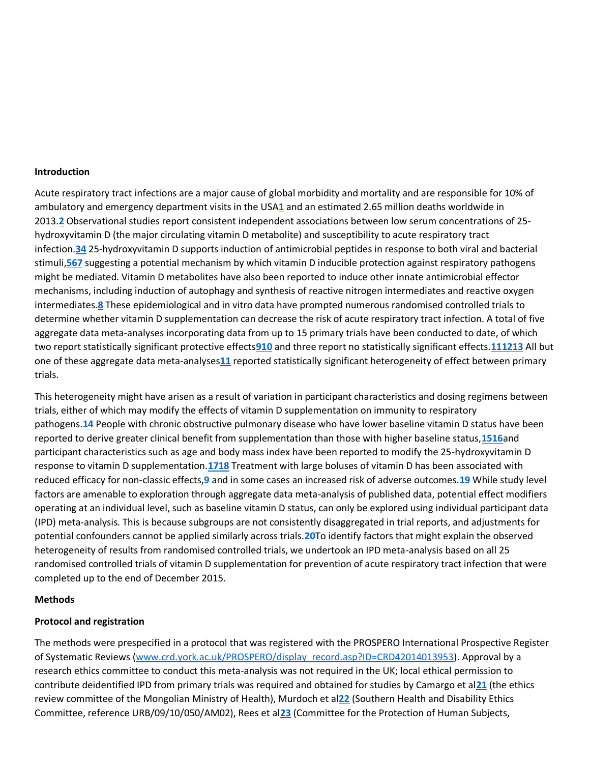**Introduction**

Acute respiratory tract infections are a major cause of global morbidity and mortality and are responsible for 10% of ambulatory and emergency department visits in the USA[1] and an estimated 2.65 million deaths worldwide in 2013.[2] Observational studies report consistent independent associations between low serum concentrations of 25-hydroxyvitamin D (the major circulating vitamin D metabolite) and susceptibility to acute respiratory tract infection.[3,4] 25-hydroxyvitamin D supports induction of antimicrobial peptides in response to both viral and bacterial stimuli,[5,6,7] suggesting a potential mechanism by which vitamin D inducible protection against respiratory pathogens might be mediated. Vitamin D metabolites have also been reported to induce other innate antimicrobial effector mechanisms, including induction of autophagy and synthesis of reactive nitrogen intermediates and reactive oxygen intermediates.[8] These epidemiological and in vitro data have prompted numerous randomised controlled trials to determine whether vitamin D supplementation can decrease the risk of acute respiratory tract infection. A total of five aggregate data meta-analyses incorporating data from up to 15 primary trials have been conducted to date, of which two report statistically significant protective effects[9,10] and three report no statistically significant effects.[11,12,13] All but one of these aggregate data meta-analyses[11] reported statistically significant heterogeneity of effect between primary trials.

This heterogeneity might have arisen as a result of variation in participant characteristics and dosing regimens between trials, either of which may modify the effects of vitamin D supplementation on immunity to respiratory pathogens.[14] People with chronic obstructive pulmonary disease who have lower baseline vitamin D status have been reported to derive greater clinical benefit from supplementation than those with higher baseline status,[15,16]and participant characteristics such as age and body mass index have been reported to modify the 25-hydroxyvitamin D response to vitamin D supplementation.[17,18] Treatment with large boluses of vitamin D has been associated with reduced efficacy for non-classic effects,[9] and in some cases an increased risk of adverse outcomes.[19] While study level factors are amenable to exploration through aggregate data meta-analysis of published data, potential effect modifiers operating at an individual level, such as baseline vitamin D status, can only be explored using individual participant data (IPD) meta-analysis. This is because subgroups are not consistently disaggregated in trial reports, and adjustments for potential confounders cannot be applied similarly across trials.[20]To identify factors that might explain the observed heterogeneity of results from randomised controlled trials, we undertook an IPD meta-analysis based on all 25 randomised controlled trials of vitamin D supplementation for prevention of acute respiratory tract infection that were completed up to the end of December 2015.

**Methods**

**Protocol and registration**

The methods were prespecified in a protocol that was registered with the PROSPERO International Prospective Register of Systematic Reviews (www.crd.york.ac.uk/PROSPERO/display_record.asp?ID=CRD42014013953). Approval by a research ethics committee to conduct this meta-analysis was not required in the UK; local ethical permission to contribute deidentified IPD from primary trials was required and obtained for studies by Camargo et al[21] (the ethics review committee of the Mongolian Ministry of Health), Murdoch et al[22] (Southern Health and Disability Ethics Committee, reference URB/09/10/050/AM02), Rees et al[23] (Committee for the Protection of Human Subjects,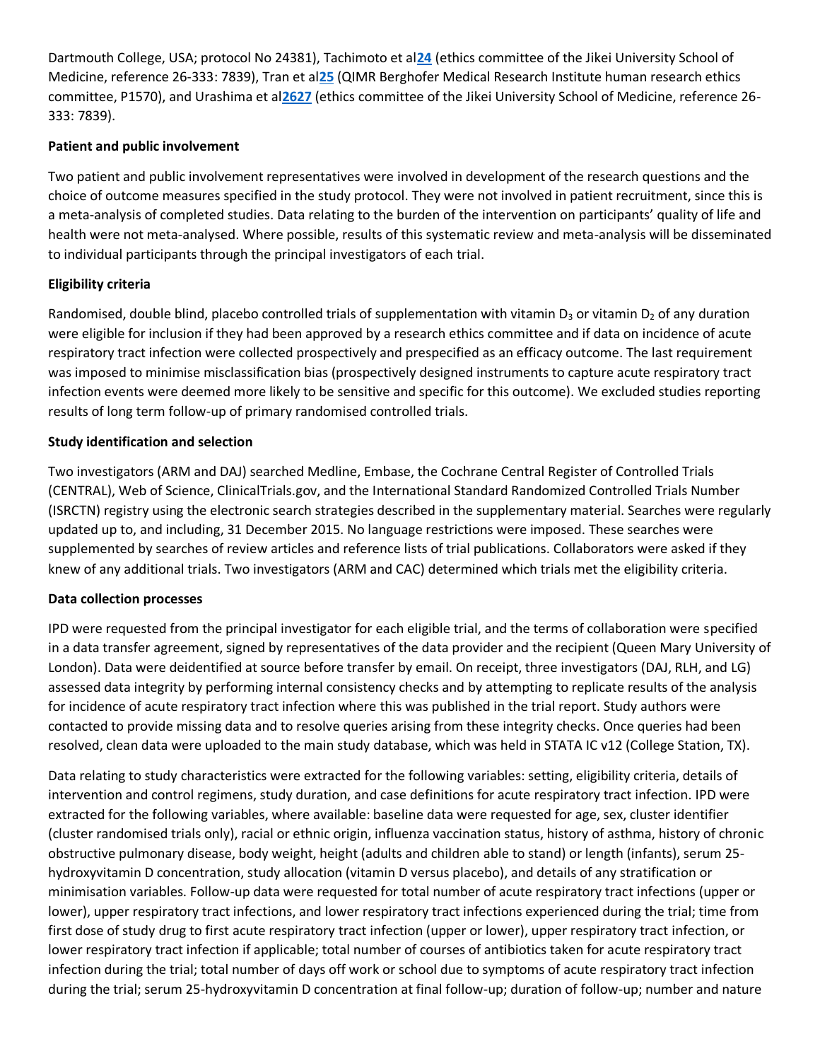Dartmouth College, USA; protocol No 24381), Tachimoto et al[24] (ethics committee of the Jikei University School of Medicine, reference 26-333: 7839), Tran et al[25] (QIMR Berghofer Medical Research Institute human research ethics committee, P1570), and Urashima et al[26,27] (ethics committee of the Jikei University School of Medicine, reference 26-333: 7839).

**Patient and public involvement**

Two patient and public involvement representatives were involved in development of the research questions and the choice of outcome measures specified in the study protocol. They were not involved in patient recruitment, since this is a meta-analysis of completed studies. Data relating to the burden of the intervention on participants' quality of life and health were not meta-analysed. Where possible, results of this systematic review and meta-analysis will be disseminated to individual participants through the principal investigators of each trial.

**Eligibility criteria**

Randomised, double blind, placebo controlled trials of supplementation with vitamin $D_3$ or vitamin $D_2$ of any duration were eligible for inclusion if they had been approved by a research ethics committee and if data on incidence of acute respiratory tract infection were collected prospectively and prespecified as an efficacy outcome. The last requirement was imposed to minimise misclassification bias (prospectively designed instruments to capture acute respiratory tract infection events were deemed more likely to be sensitive and specific for this outcome). We excluded studies reporting results of long term follow-up of primary randomised controlled trials.

**Study identification and selection**

Two investigators (ARM and DAJ) searched Medline, Embase, the Cochrane Central Register of Controlled Trials (CENTRAL), Web of Science, ClinicalTrials.gov, and the International Standard Randomized Controlled Trials Number (ISRCTN) registry using the electronic search strategies described in the supplementary material. Searches were regularly updated up to, and including, 31 December 2015. No language restrictions were imposed. These searches were supplemented by searches of review articles and reference lists of trial publications. Collaborators were asked if they knew of any additional trials. Two investigators (ARM and CAC) determined which trials met the eligibility criteria.

**Data collection processes**

IPD were requested from the principal investigator for each eligible trial, and the terms of collaboration were specified in a data transfer agreement, signed by representatives of the data provider and the recipient (Queen Mary University of London). Data were deidentified at source before transfer by email. On receipt, three investigators (DAJ, RLH, and LG) assessed data integrity by performing internal consistency checks and by attempting to replicate results of the analysis for incidence of acute respiratory tract infection where this was published in the trial report. Study authors were contacted to provide missing data and to resolve queries arising from these integrity checks. Once queries had been resolved, clean data were uploaded to the main study database, which was held in STATA IC v12 (College Station, TX).

Data relating to study characteristics were extracted for the following variables: setting, eligibility criteria, details of intervention and control regimens, study duration, and case definitions for acute respiratory tract infection. IPD were extracted for the following variables, where available: baseline data were requested for age, sex, cluster identifier (cluster randomised trials only), racial or ethnic origin, influenza vaccination status, history of asthma, history of chronic obstructive pulmonary disease, body weight, height (adults and children able to stand) or length (infants), serum 25-hydroxyvitamin D concentration, study allocation (vitamin D versus placebo), and details of any stratification or minimisation variables. Follow-up data were requested for total number of acute respiratory tract infections (upper or lower), upper respiratory tract infections, and lower respiratory tract infections experienced during the trial; time from first dose of study drug to first acute respiratory tract infection (upper or lower), upper respiratory tract infection, or lower respiratory tract infection if applicable; total number of courses of antibiotics taken for acute respiratory tract infection during the trial; total number of days off work or school due to symptoms of acute respiratory tract infection during the trial; serum 25-hydroxyvitamin D concentration at final follow-up; duration of follow-up; number and nature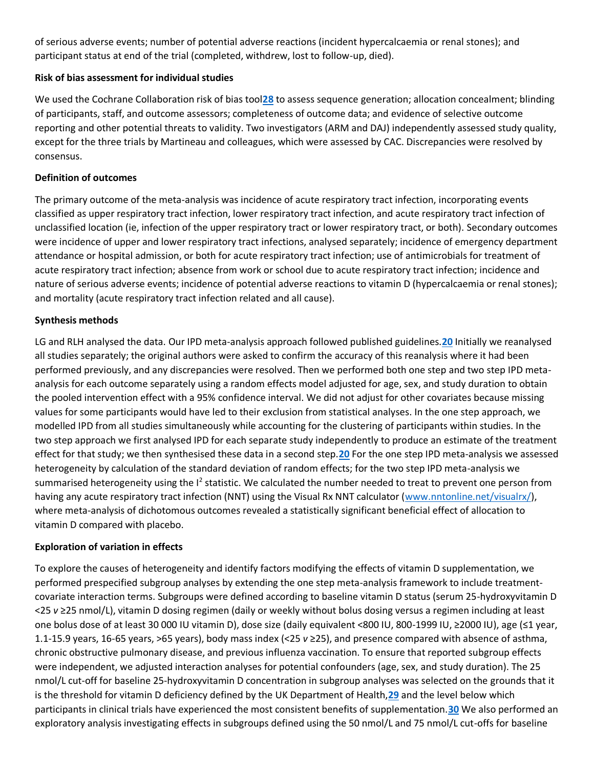of serious adverse events; number of potential adverse reactions (incident hypercalcaemia or renal stones); and participant status at end of the trial (completed, withdrew, lost to follow-up, died).

### Risk of bias assessment for individual studies

We used the Cochrane Collaboration risk of bias tool[28] to assess sequence generation; allocation concealment; blinding of participants, staff, and outcome assessors; completeness of outcome data; and evidence of selective outcome reporting and other potential threats to validity. Two investigators (ARM and DAJ) independently assessed study quality, except for the three trials by Martineau and colleagues, which were assessed by CAC. Discrepancies were resolved by consensus.

### Definition of outcomes

The primary outcome of the meta-analysis was incidence of acute respiratory tract infection, incorporating events classified as upper respiratory tract infection, lower respiratory tract infection, and acute respiratory tract infection of unclassified location (ie, infection of the upper respiratory tract or lower respiratory tract, or both). Secondary outcomes were incidence of upper and lower respiratory tract infections, analysed separately; incidence of emergency department attendance or hospital admission, or both for acute respiratory tract infection; use of antimicrobials for treatment of acute respiratory tract infection; absence from work or school due to acute respiratory tract infection; incidence and nature of serious adverse events; incidence of potential adverse reactions to vitamin D (hypercalcaemia or renal stones); and mortality (acute respiratory tract infection related and all cause).

### Synthesis methods

LG and RLH analysed the data. Our IPD meta-analysis approach followed published guidelines.[20] Initially we reanalysed all studies separately; the original authors were asked to confirm the accuracy of this reanalysis where it had been performed previously, and any discrepancies were resolved. Then we performed both one step and two step IPD meta-analysis for each outcome separately using a random effects model adjusted for age, sex, and study duration to obtain the pooled intervention effect with a 95% confidence interval. We did not adjust for other covariates because missing values for some participants would have led to their exclusion from statistical analyses. In the one step approach, we modelled IPD from all studies simultaneously while accounting for the clustering of participants within studies. In the two step approach we first analysed IPD for each separate study independently to produce an estimate of the treatment effect for that study; we then synthesised these data in a second step.[20] For the one step IPD meta-analysis we assessed heterogeneity by calculation of the standard deviation of random effects; for the two step IPD meta-analysis we summarised heterogeneity using the $I^2$ statistic. We calculated the number needed to treat to prevent one person from having any acute respiratory tract infection (NNT) using the Visual Rx NNT calculator (www.nntonline.net/visualrx/), where meta-analysis of dichotomous outcomes revealed a statistically significant beneficial effect of allocation to vitamin D compared with placebo.

### Exploration of variation in effects

To explore the causes of heterogeneity and identify factors modifying the effects of vitamin D supplementation, we performed prespecified subgroup analyses by extending the one step meta-analysis framework to include treatment-covariate interaction terms. Subgroups were defined according to baseline vitamin D status (serum 25-hydroxyvitamin D <25 *v* ≥25 nmol/L), vitamin D dosing regimen (daily or weekly without bolus dosing versus a regimen including at least one bolus dose of at least 30 000 IU vitamin D), dose size (daily equivalent <800 IU, 800-1999 IU, ≥2000 IU), age (≤1 year, 1.1-15.9 years, 16-65 years, >65 years), body mass index (<25 *v* ≥25), and presence compared with absence of asthma, chronic obstructive pulmonary disease, and previous influenza vaccination. To ensure that reported subgroup effects were independent, we adjusted interaction analyses for potential confounders (age, sex, and study duration). The 25 nmol/L cut-off for baseline 25-hydroxyvitamin D concentration in subgroup analyses was selected on the grounds that it is the threshold for vitamin D deficiency defined by the UK Department of Health,[29] and the level below which participants in clinical trials have experienced the most consistent benefits of supplementation.[30] We also performed an exploratory analysis investigating effects in subgroups defined using the 50 nmol/L and 75 nmol/L cut-offs for baseline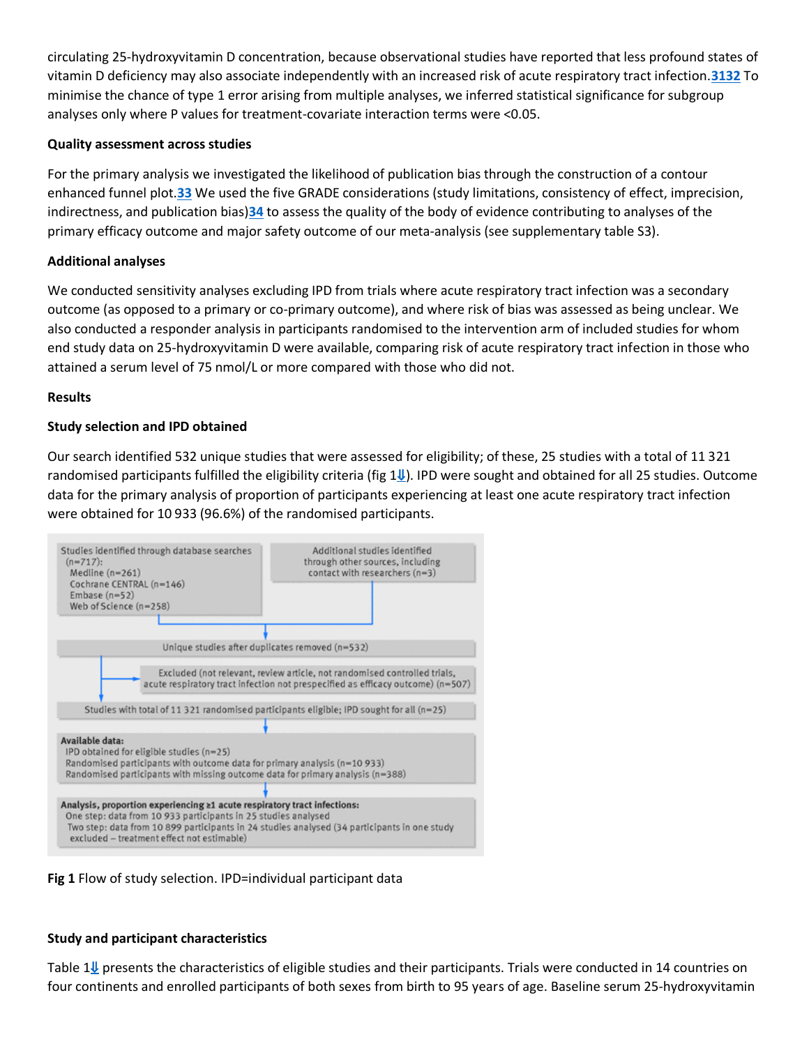circulating 25-hydroxyvitamin D concentration, because observational studies have reported that less profound states of vitamin D deficiency may also associate independently with an increased risk of acute respiratory tract infection.[31,32] To minimise the chance of type 1 error arising from multiple analyses, we inferred statistical significance for subgroup analyses only where P values for treatment-covariate interaction terms were <0.05.

#### Quality assessment across studies

For the primary analysis we investigated the likelihood of publication bias through the construction of a contour enhanced funnel plot.[33] We used the five GRADE considerations (study limitations, consistency of effect, imprecision, indirectness, and publication bias)[34] to assess the quality of the body of evidence contributing to analyses of the primary efficacy outcome and major safety outcome of our meta-analysis (see supplementary table S3).

#### Additional analyses

We conducted sensitivity analyses excluding IPD from trials where acute respiratory tract infection was a secondary outcome (as opposed to a primary or co-primary outcome), and where risk of bias was assessed as being unclear. We also conducted a responder analysis in participants randomised to the intervention arm of included studies for whom end study data on 25-hydroxyvitamin D were available, comparing risk of acute respiratory tract infection in those who attained a serum level of 75 nmol/L or more compared with those who did not.

### Results

#### Study selection and IPD obtained

Our search identified 532 unique studies that were assessed for eligibility; of these, 25 studies with a total of 11 321 randomised participants fulfilled the eligibility criteria (fig 1). IPD were sought and obtained for all 25 studies. Outcome data for the primary analysis of proportion of participants experiencing at least one acute respiratory tract infection were obtained for 10 933 (96.6%) of the randomised participants.

Studies identified through database searches (n=717):
- Medline (n=261)
- Cochrane CENTRAL (n=146)
- Embase (n=52)
- Web of Science (n=258)

Additional studies identified through other sources, including contact with researchers (n=3)

Unique studies after duplicates removed (n=532)

Excluded (not relevant, review article, not randomised controlled trials, acute respiratory tract infection not prespecified as efficacy outcome) (n=507)

Studies with total of 11 321 randomised participants eligible; IPD sought for all (n=25)

**Available data:**
- IPD obtained for eligible studies (n=25)
- Randomised participants with outcome data for primary analysis (n=10 933)
- Randomised participants with missing outcome data for primary analysis (n=388)

**Analysis, proportion experiencing ≥1 acute respiratory tract infections:**
- One step: data from 10 933 participants in 25 studies analysed
- Two step: data from 10 899 participants in 24 studies analysed (34 participants in one study excluded – treatment effect not estimable)

**Fig 1** Flow of study selection. IPD=individual participant data

#### Study and participant characteristics

Table 1 presents the characteristics of eligible studies and their participants. Trials were conducted in 14 countries on four continents and enrolled participants of both sexes from birth to 95 years of age. Baseline serum 25-hydroxyvitamin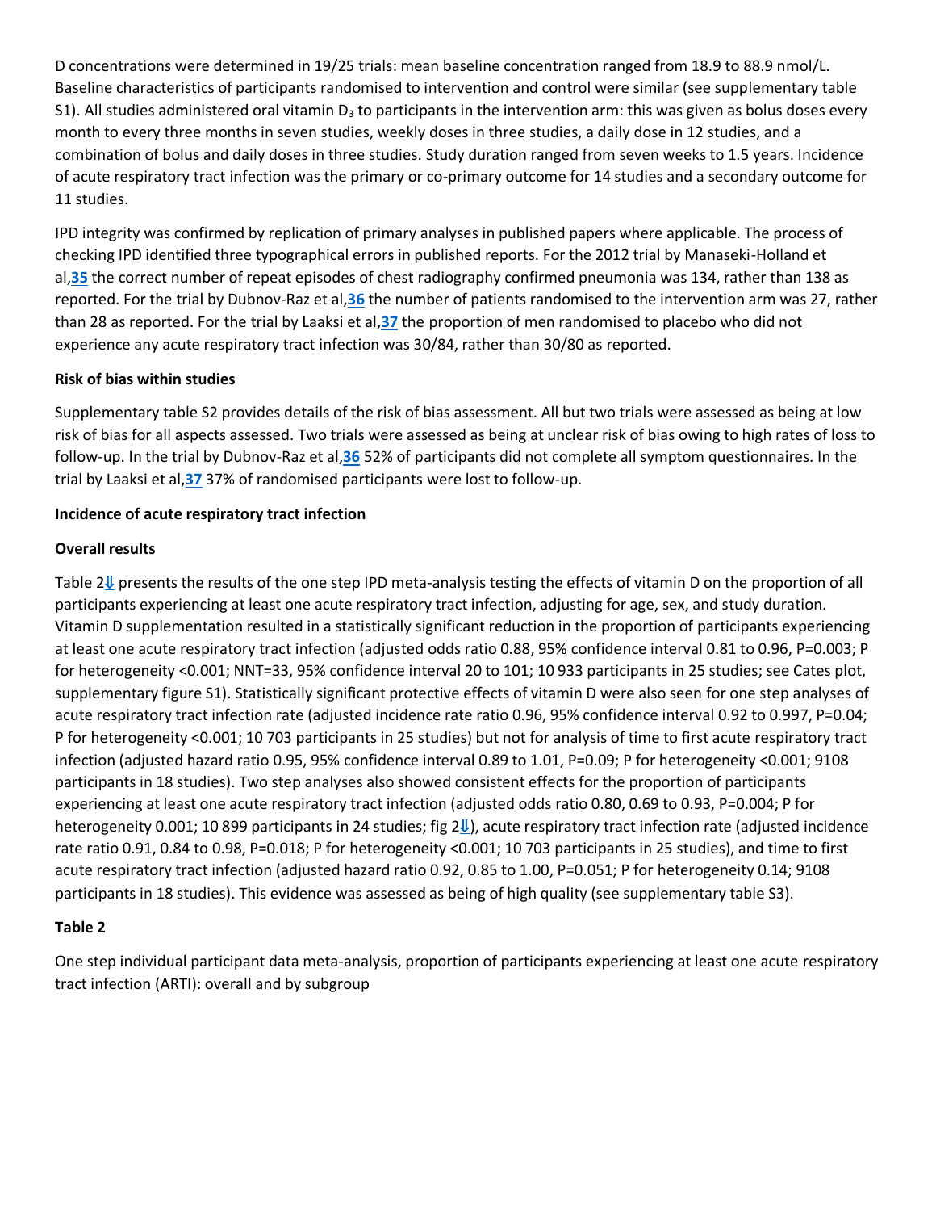D concentrations were determined in 19/25 trials: mean baseline concentration ranged from 18.9 to 88.9 nmol/L. Baseline characteristics of participants randomised to intervention and control were similar (see supplementary table S1). All studies administered oral vitamin $D_3$ to participants in the intervention arm: this was given as bolus doses every month to every three months in seven studies, weekly doses in three studies, a daily dose in 12 studies, and a combination of bolus and daily doses in three studies. Study duration ranged from seven weeks to 1.5 years. Incidence of acute respiratory tract infection was the primary or co-primary outcome for 14 studies and a secondary outcome for 11 studies.

IPD integrity was confirmed by replication of primary analyses in published papers where applicable. The process of checking IPD identified three typographical errors in published reports. For the 2012 trial by Manaseki-Holland et al,[35] the correct number of repeat episodes of chest radiography confirmed pneumonia was 134, rather than 138 as reported. For the trial by Dubnov-Raz et al,[36] the number of patients randomised to the intervention arm was 27, rather than 28 as reported. For the trial by Laaksi et al,[37] the proportion of men randomised to placebo who did not experience any acute respiratory tract infection was 30/84, rather than 30/80 as reported.

#### Risk of bias within studies

Supplementary table S2 provides details of the risk of bias assessment. All but two trials were assessed as being at low risk of bias for all aspects assessed. Two trials were assessed as being at unclear risk of bias owing to high rates of loss to follow-up. In the trial by Dubnov-Raz et al,[36] 52% of participants did not complete all symptom questionnaires. In the trial by Laaksi et al,[37] 37% of randomised participants were lost to follow-up.

#### Incidence of acute respiratory tract infection

#### Overall results

Table 2⇓ presents the results of the one step IPD meta-analysis testing the effects of vitamin D on the proportion of all participants experiencing at least one acute respiratory tract infection, adjusting for age, sex, and study duration. Vitamin D supplementation resulted in a statistically significant reduction in the proportion of participants experiencing at least one acute respiratory tract infection (adjusted odds ratio 0.88, 95% confidence interval 0.81 to 0.96, P=0.003; P for heterogeneity <0.001; NNT=33, 95% confidence interval 20 to 101; 10 933 participants in 25 studies; see Cates plot, supplementary figure S1). Statistically significant protective effects of vitamin D were also seen for one step analyses of acute respiratory tract infection rate (adjusted incidence rate ratio 0.96, 95% confidence interval 0.92 to 0.997, P=0.04; P for heterogeneity <0.001; 10 703 participants in 25 studies) but not for analysis of time to first acute respiratory tract infection (adjusted hazard ratio 0.95, 95% confidence interval 0.89 to 1.01, P=0.09; P for heterogeneity <0.001; 9108 participants in 18 studies). Two step analyses also showed consistent effects for the proportion of participants experiencing at least one acute respiratory tract infection (adjusted odds ratio 0.80, 0.69 to 0.93, P=0.004; P for heterogeneity 0.001; 10 899 participants in 24 studies; fig 2⇓), acute respiratory tract infection rate (adjusted incidence rate ratio 0.91, 0.84 to 0.98, P=0.018; P for heterogeneity <0.001; 10 703 participants in 25 studies), and time to first acute respiratory tract infection (adjusted hazard ratio 0.92, 0.85 to 1.00, P=0.051; P for heterogeneity 0.14; 9108 participants in 18 studies). This evidence was assessed as being of high quality (see supplementary table S3).

#### Table 2

One step individual participant data meta-analysis, proportion of participants experiencing at least one acute respiratory tract infection (ARTI): overall and by subgroup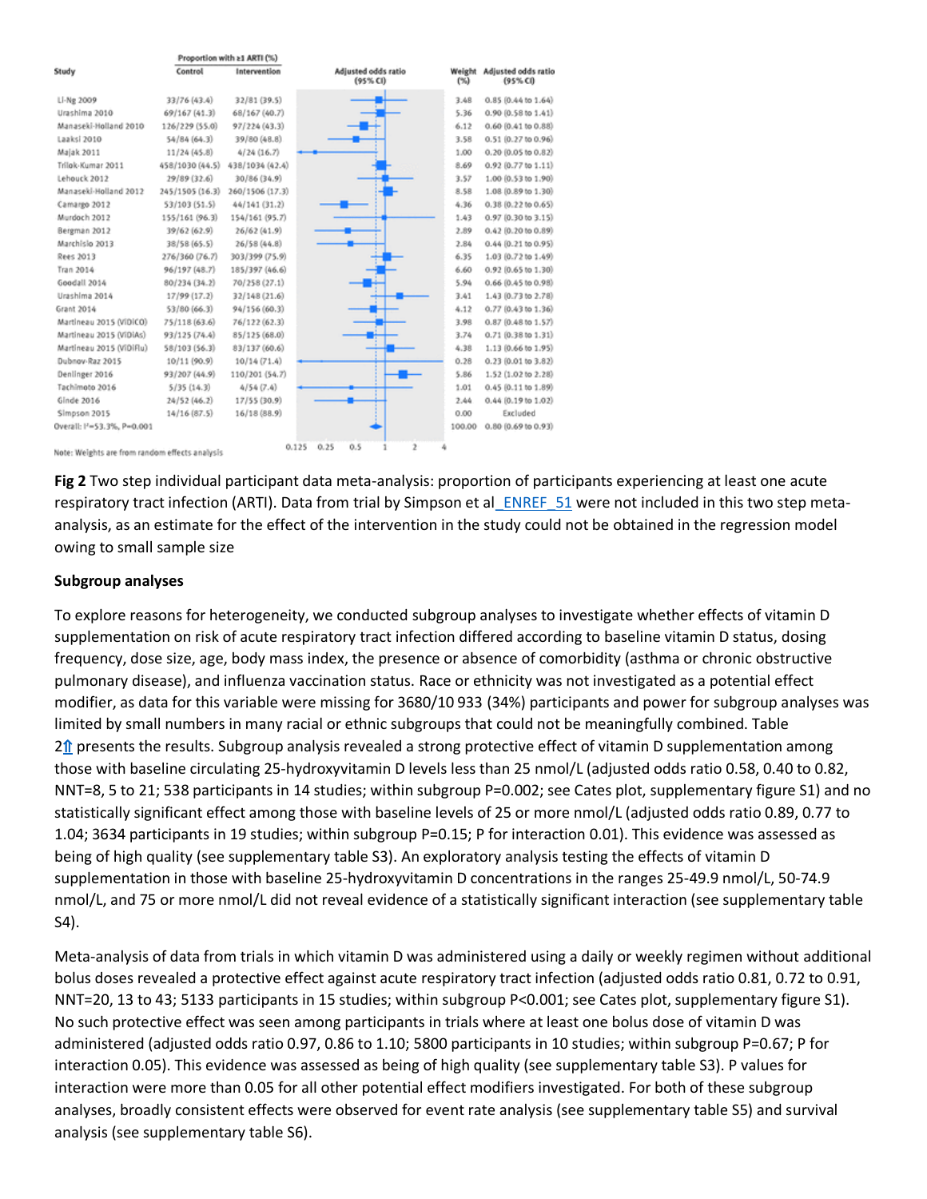| Study | Proportion with ≥1 ARTI (%) Control | Intervention | Weight (%) | Adjusted odds ratio (95% CI) |
|---|---|---|---|---|
| Li-Ng 2009 | 33/76 (43.4) | 32/81 (39.5) | 3.48 | 0.85 (0.44 to 1.64) |
| Urashima 2010 | 69/167 (41.3) | 68/167 (40.7) | 5.36 | 0.90 (0.58 to 1.41) |
| Manaseki-Holland 2010 | 126/229 (55.0) | 97/224 (43.3) | 6.12 | 0.60 (0.41 to 0.88) |
| Laaksi 2010 | 54/84 (64.3) | 39/80 (48.8) | 3.58 | 0.51 (0.27 to 0.96) |
| Majak 2011 | 11/24 (45.8) | 4/24 (16.7) | 1.00 | 0.20 (0.05 to 0.82) |
| Trilok-Kumar 2011 | 458/1030 (44.5) | 438/1034 (42.4) | 8.69 | 0.92 (0.77 to 1.11) |
| Lehouck 2012 | 29/89 (32.6) | 30/86 (34.9) | 3.57 | 1.00 (0.53 to 1.90) |
| Manaseki-Holland 2012 | 245/1505 (16.3) | 260/1506 (17.3) | 8.58 | 1.08 (0.89 to 1.30) |
| Camargo 2012 | 53/103 (51.5) | 44/141 (31.2) | 4.36 | 0.38 (0.22 to 0.65) |
| Murdoch 2012 | 155/161 (96.3) | 154/161 (95.7) | 1.43 | 0.97 (0.30 to 3.15) |
| Bergman 2012 | 39/62 (62.9) | 26/62 (41.9) | 2.89 | 0.42 (0.20 to 0.89) |
| Marchisio 2013 | 38/58 (65.5) | 26/58 (44.8) | 2.84 | 0.44 (0.21 to 0.95) |
| Rees 2013 | 276/360 (76.7) | 303/399 (75.9) | 6.35 | 1.03 (0.72 to 1.49) |
| Tran 2014 | 96/197 (48.7) | 185/397 (46.6) | 6.60 | 0.92 (0.65 to 1.30) |
| Goodall 2014 | 80/234 (34.2) | 70/258 (27.1) | 5.94 | 0.66 (0.45 to 0.98) |
| Urashima 2014 | 17/99 (17.2) | 32/148 (21.6) | 3.41 | 1.43 (0.73 to 2.78) |
| Grant 2014 | 53/80 (66.3) | 94/156 (60.3) | 4.12 | 0.77 (0.43 to 1.36) |
| Martineau 2015 (ViDiCO) | 75/118 (63.6) | 76/122 (62.3) | 3.98 | 0.87 (0.48 to 1.57) |
| Martineau 2015 (ViDiAs) | 93/125 (74.4) | 85/125 (68.0) | 3.74 | 0.71 (0.38 to 1.31) |
| Martineau 2015 (ViDiFlu) | 58/103 (56.3) | 83/137 (60.6) | 4.38 | 1.13 (0.66 to 1.95) |
| Dubnov-Raz 2015 | 10/11 (90.9) | 10/14 (71.4) | 0.28 | 0.23 (0.01 to 3.82) |
| Denlinger 2016 | 93/207 (44.9) | 110/201 (54.7) | 5.86 | 1.52 (1.02 to 2.28) |
| Tachimoto 2016 | 5/35 (14.3) | 4/54 (7.4) | 1.01 | 0.45 (0.11 to 1.89) |
| Ginde 2016 | 24/52 (46.2) | 17/55 (30.9) | 2.44 | 0.44 (0.19 to 1.02) |
| Simpson 2015 | 14/16 (87.5) | 16/18 (88.9) | 0.00 | Excluded |
| Overall: I²=53.3%, P=0.001 | | | 100.00 | 0.80 (0.69 to 0.93) |

Note: Weights are from random effects analysis

**Fig 2** Two step individual participant data meta-analysis: proportion of participants experiencing at least one acute respiratory tract infection (ARTI). Data from trial by Simpson et al_ENREF_51 were not included in this two step meta-analysis, as an estimate for the effect of the intervention in the study could not be obtained in the regression model owing to small sample size

### Subgroup analyses

To explore reasons for heterogeneity, we conducted subgroup analyses to investigate whether effects of vitamin D supplementation on risk of acute respiratory tract infection differed according to baseline vitamin D status, dosing frequency, dose size, age, body mass index, the presence or absence of comorbidity (asthma or chronic obstructive pulmonary disease), and influenza vaccination status. Race or ethnicity was not investigated as a potential effect modifier, as data for this variable were missing for 3680/10 933 (34%) participants and power for subgroup analyses was limited by small numbers in many racial or ethnic subgroups that could not be meaningfully combined. Table 2⇑ presents the results. Subgroup analysis revealed a strong protective effect of vitamin D supplementation among those with baseline circulating 25-hydroxyvitamin D levels less than 25 nmol/L (adjusted odds ratio 0.58, 0.40 to 0.82, NNT=8, 5 to 21; 538 participants in 14 studies; within subgroup P=0.002; see Cates plot, supplementary figure S1) and no statistically significant effect among those with baseline levels of 25 or more nmol/L (adjusted odds ratio 0.89, 0.77 to 1.04; 3634 participants in 19 studies; within subgroup P=0.15; P for interaction 0.01). This evidence was assessed as being of high quality (see supplementary table S3). An exploratory analysis testing the effects of vitamin D supplementation in those with baseline 25-hydroxyvitamin D concentrations in the ranges 25-49.9 nmol/L, 50-74.9 nmol/L, and 75 or more nmol/L did not reveal evidence of a statistically significant interaction (see supplementary table S4).

Meta-analysis of data from trials in which vitamin D was administered using a daily or weekly regimen without additional bolus doses revealed a protective effect against acute respiratory tract infection (adjusted odds ratio 0.81, 0.72 to 0.91, NNT=20, 13 to 43; 5133 participants in 15 studies; within subgroup P<0.001; see Cates plot, supplementary figure S1). No such protective effect was seen among participants in trials where at least one bolus dose of vitamin D was administered (adjusted odds ratio 0.97, 0.86 to 1.10; 5800 participants in 10 studies; within subgroup P=0.67; P for interaction 0.05). This evidence was assessed as being of high quality (see supplementary table S3). P values for interaction were more than 0.05 for all other potential effect modifiers investigated. For both of these subgroup analyses, broadly consistent effects were observed for event rate analysis (see supplementary table S5) and survival analysis (see supplementary table S6).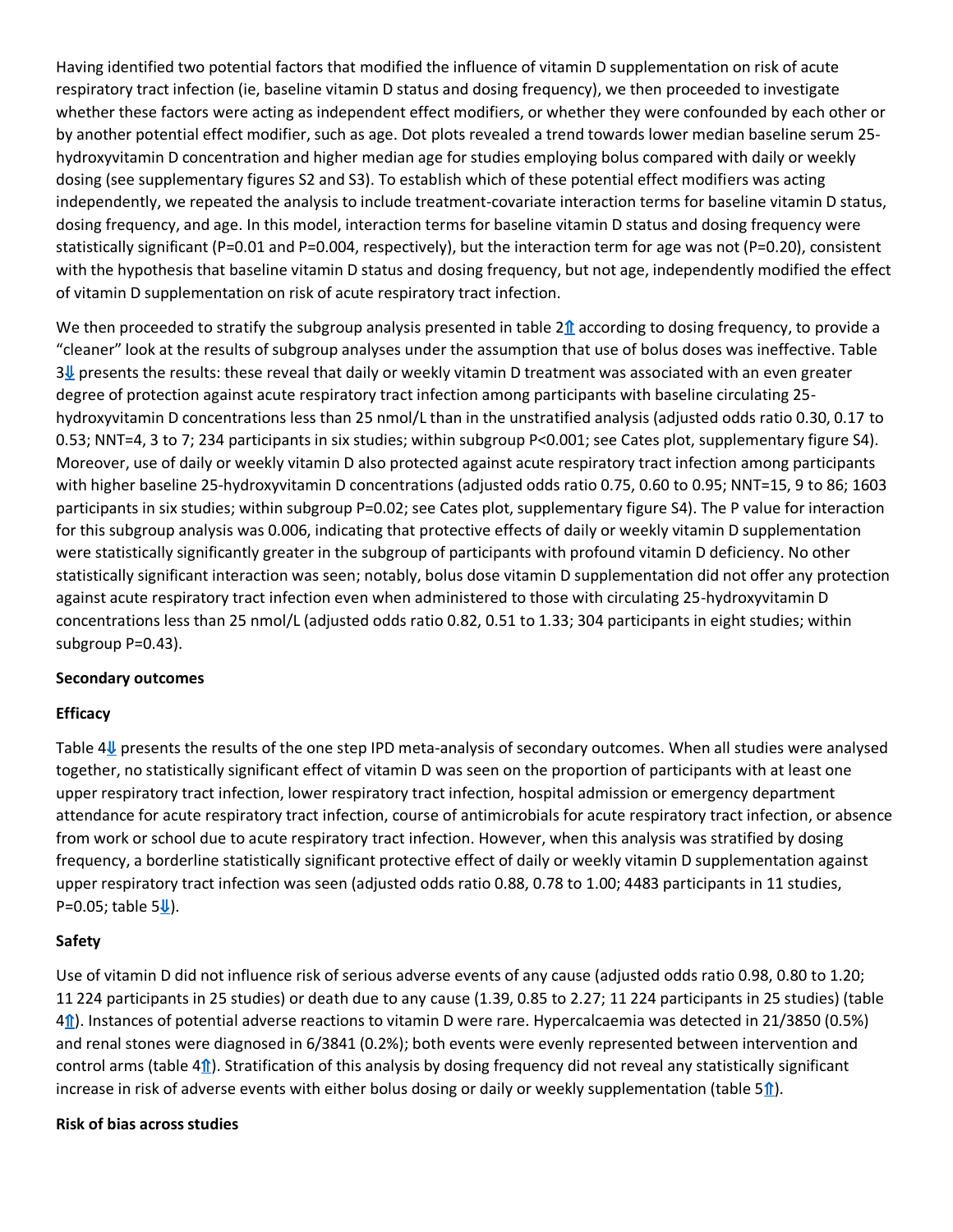Having identified two potential factors that modified the influence of vitamin D supplementation on risk of acute respiratory tract infection (ie, baseline vitamin D status and dosing frequency), we then proceeded to investigate whether these factors were acting as independent effect modifiers, or whether they were confounded by each other or by another potential effect modifier, such as age. Dot plots revealed a trend towards lower median baseline serum 25-hydroxyvitamin D concentration and higher median age for studies employing bolus compared with daily or weekly dosing (see supplementary figures S2 and S3). To establish which of these potential effect modifiers was acting independently, we repeated the analysis to include treatment-covariate interaction terms for baseline vitamin D status, dosing frequency, and age. In this model, interaction terms for baseline vitamin D status and dosing frequency were statistically significant (P=0.01 and P=0.004, respectively), but the interaction term for age was not (P=0.20), consistent with the hypothesis that baseline vitamin D status and dosing frequency, but not age, independently modified the effect of vitamin D supplementation on risk of acute respiratory tract infection.

We then proceeded to stratify the subgroup analysis presented in table 2⇑ according to dosing frequency, to provide a "cleaner" look at the results of subgroup analyses under the assumption that use of bolus doses was ineffective. Table 3⇓ presents the results: these reveal that daily or weekly vitamin D treatment was associated with an even greater degree of protection against acute respiratory tract infection among participants with baseline circulating 25-hydroxyvitamin D concentrations less than 25 nmol/L than in the unstratified analysis (adjusted odds ratio 0.30, 0.17 to 0.53; NNT=4, 3 to 7; 234 participants in six studies; within subgroup P<0.001; see Cates plot, supplementary figure S4). Moreover, use of daily or weekly vitamin D also protected against acute respiratory tract infection among participants with higher baseline 25-hydroxyvitamin D concentrations (adjusted odds ratio 0.75, 0.60 to 0.95; NNT=15, 9 to 86; 1603 participants in six studies; within subgroup P=0.02; see Cates plot, supplementary figure S4). The P value for interaction for this subgroup analysis was 0.006, indicating that protective effects of daily or weekly vitamin D supplementation were statistically significantly greater in the subgroup of participants with profound vitamin D deficiency. No other statistically significant interaction was seen; notably, bolus dose vitamin D supplementation did not offer any protection against acute respiratory tract infection even when administered to those with circulating 25-hydroxyvitamin D concentrations less than 25 nmol/L (adjusted odds ratio 0.82, 0.51 to 1.33; 304 participants in eight studies; within subgroup P=0.43).

**Secondary outcomes**

**Efficacy**

Table 4⇓ presents the results of the one step IPD meta-analysis of secondary outcomes. When all studies were analysed together, no statistically significant effect of vitamin D was seen on the proportion of participants with at least one upper respiratory tract infection, lower respiratory tract infection, hospital admission or emergency department attendance for acute respiratory tract infection, course of antimicrobials for acute respiratory tract infection, or absence from work or school due to acute respiratory tract infection. However, when this analysis was stratified by dosing frequency, a borderline statistically significant protective effect of daily or weekly vitamin D supplementation against upper respiratory tract infection was seen (adjusted odds ratio 0.88, 0.78 to 1.00; 4483 participants in 11 studies, P=0.05; table 5⇓).

**Safety**

Use of vitamin D did not influence risk of serious adverse events of any cause (adjusted odds ratio 0.98, 0.80 to 1.20; 11 224 participants in 25 studies) or death due to any cause (1.39, 0.85 to 2.27; 11 224 participants in 25 studies) (table 4⇑). Instances of potential adverse reactions to vitamin D were rare. Hypercalcaemia was detected in 21/3850 (0.5%) and renal stones were diagnosed in 6/3841 (0.2%); both events were evenly represented between intervention and control arms (table 4⇑). Stratification of this analysis by dosing frequency did not reveal any statistically significant increase in risk of adverse events with either bolus dosing or daily or weekly supplementation (table 5⇑).

**Risk of bias across studies**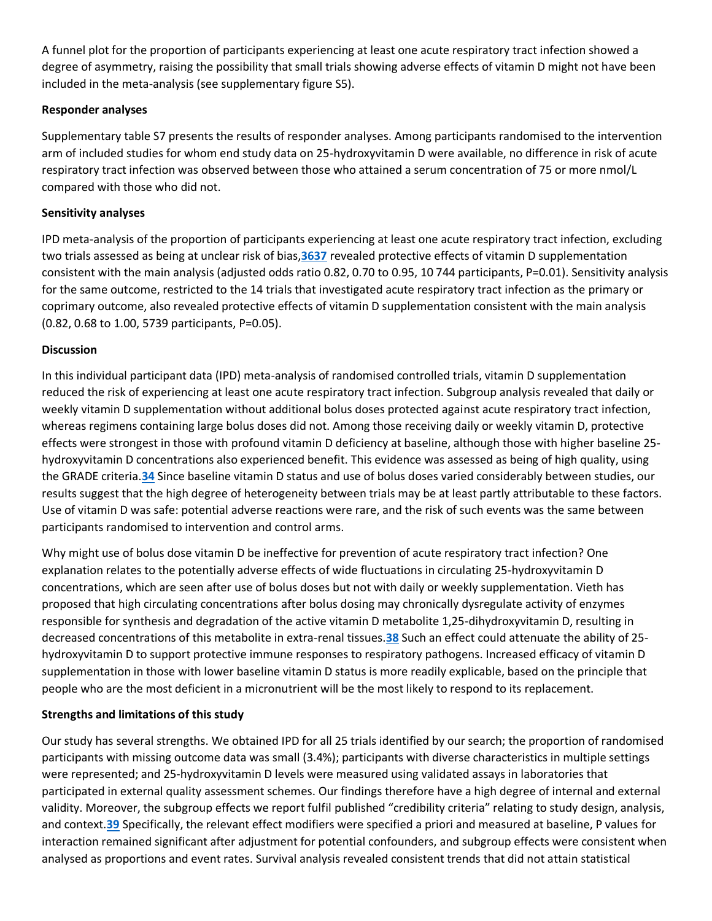A funnel plot for the proportion of participants experiencing at least one acute respiratory tract infection showed a degree of asymmetry, raising the possibility that small trials showing adverse effects of vitamin D might not have been included in the meta-analysis (see supplementary figure S5).

**Responder analyses**

Supplementary table S7 presents the results of responder analyses. Among participants randomised to the intervention arm of included studies for whom end study data on 25-hydroxyvitamin D were available, no difference in risk of acute respiratory tract infection was observed between those who attained a serum concentration of 75 or more nmol/L compared with those who did not.

**Sensitivity analyses**

IPD meta-analysis of the proportion of participants experiencing at least one acute respiratory tract infection, excluding two trials assessed as being at unclear risk of bias,[36,37] revealed protective effects of vitamin D supplementation consistent with the main analysis (adjusted odds ratio 0.82, 0.70 to 0.95, 10 744 participants, P=0.01). Sensitivity analysis for the same outcome, restricted to the 14 trials that investigated acute respiratory tract infection as the primary or coprimary outcome, also revealed protective effects of vitamin D supplementation consistent with the main analysis (0.82, 0.68 to 1.00, 5739 participants, P=0.05).

**Discussion**

In this individual participant data (IPD) meta-analysis of randomised controlled trials, vitamin D supplementation reduced the risk of experiencing at least one acute respiratory tract infection. Subgroup analysis revealed that daily or weekly vitamin D supplementation without additional bolus doses protected against acute respiratory tract infection, whereas regimens containing large bolus doses did not. Among those receiving daily or weekly vitamin D, protective effects were strongest in those with profound vitamin D deficiency at baseline, although those with higher baseline 25-hydroxyvitamin D concentrations also experienced benefit. This evidence was assessed as being of high quality, using the GRADE criteria.[34] Since baseline vitamin D status and use of bolus doses varied considerably between studies, our results suggest that the high degree of heterogeneity between trials may be at least partly attributable to these factors. Use of vitamin D was safe: potential adverse reactions were rare, and the risk of such events was the same between participants randomised to intervention and control arms.

Why might use of bolus dose vitamin D be ineffective for prevention of acute respiratory tract infection? One explanation relates to the potentially adverse effects of wide fluctuations in circulating 25-hydroxyvitamin D concentrations, which are seen after use of bolus doses but not with daily or weekly supplementation. Vieth has proposed that high circulating concentrations after bolus dosing may chronically dysregulate activity of enzymes responsible for synthesis and degradation of the active vitamin D metabolite 1,25-dihydroxyvitamin D, resulting in decreased concentrations of this metabolite in extra-renal tissues.[38] Such an effect could attenuate the ability of 25-hydroxyvitamin D to support protective immune responses to respiratory pathogens. Increased efficacy of vitamin D supplementation in those with lower baseline vitamin D status is more readily explicable, based on the principle that people who are the most deficient in a micronutrient will be the most likely to respond to its replacement.

**Strengths and limitations of this study**

Our study has several strengths. We obtained IPD for all 25 trials identified by our search; the proportion of randomised participants with missing outcome data was small (3.4%); participants with diverse characteristics in multiple settings were represented; and 25-hydroxyvitamin D levels were measured using validated assays in laboratories that participated in external quality assessment schemes. Our findings therefore have a high degree of internal and external validity. Moreover, the subgroup effects we report fulfil published "credibility criteria" relating to study design, analysis, and context.[39] Specifically, the relevant effect modifiers were specified a priori and measured at baseline, P values for interaction remained significant after adjustment for potential confounders, and subgroup effects were consistent when analysed as proportions and event rates. Survival analysis revealed consistent trends that did not attain statistical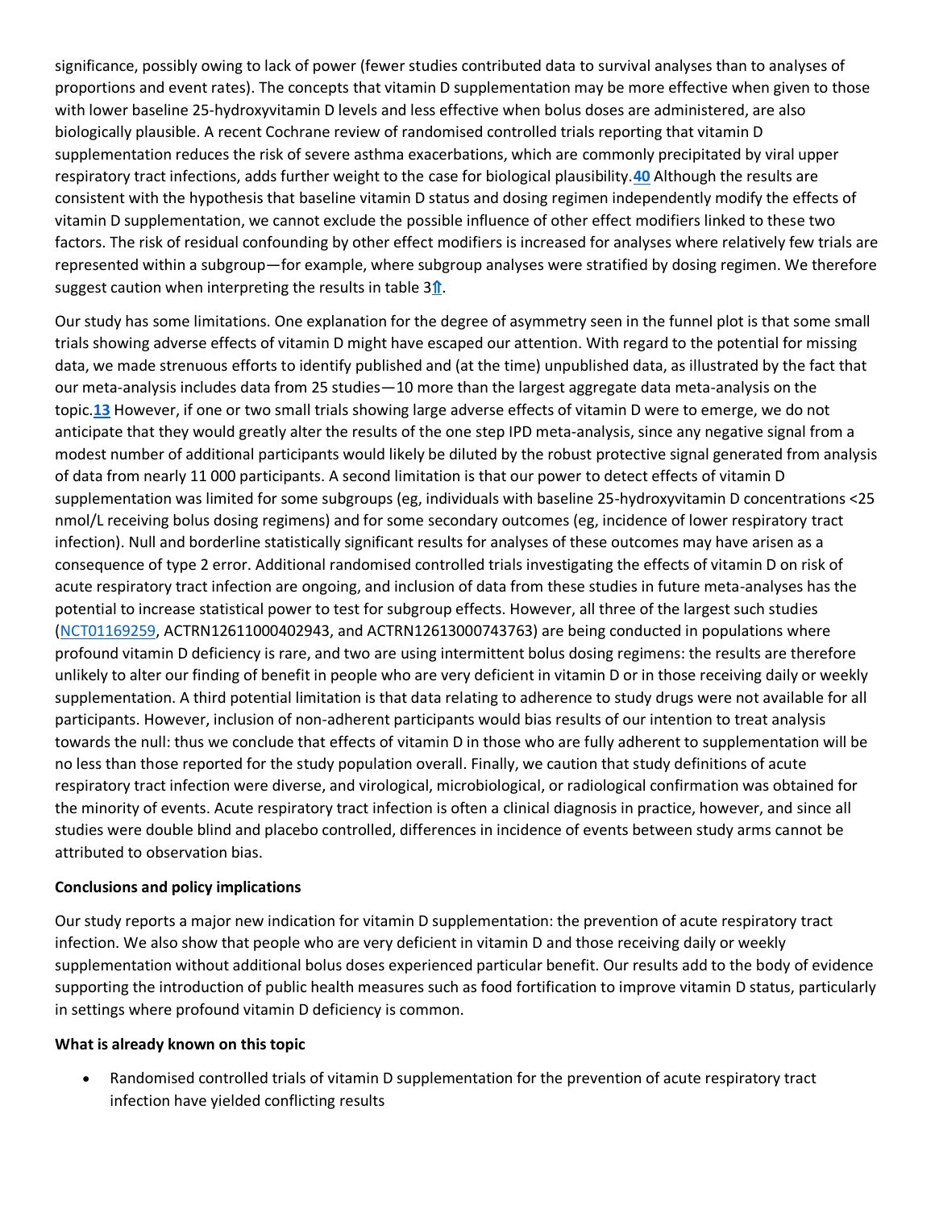significance, possibly owing to lack of power (fewer studies contributed data to survival analyses than to analyses of proportions and event rates). The concepts that vitamin D supplementation may be more effective when given to those with lower baseline 25-hydroxyvitamin D levels and less effective when bolus doses are administered, are also biologically plausible. A recent Cochrane review of randomised controlled trials reporting that vitamin D supplementation reduces the risk of severe asthma exacerbations, which are commonly precipitated by viral upper respiratory tract infections, adds further weight to the case for biological plausibility.[40] Although the results are consistent with the hypothesis that baseline vitamin D status and dosing regimen independently modify the effects of vitamin D supplementation, we cannot exclude the possible influence of other effect modifiers linked to these two factors. The risk of residual confounding by other effect modifiers is increased for analyses where relatively few trials are represented within a subgroup—for example, where subgroup analyses were stratified by dosing regimen. We therefore suggest caution when interpreting the results in table 3⇑.

Our study has some limitations. One explanation for the degree of asymmetry seen in the funnel plot is that some small trials showing adverse effects of vitamin D might have escaped our attention. With regard to the potential for missing data, we made strenuous efforts to identify published and (at the time) unpublished data, as illustrated by the fact that our meta-analysis includes data from 25 studies—10 more than the largest aggregate data meta-analysis on the topic.[13] However, if one or two small trials showing large adverse effects of vitamin D were to emerge, we do not anticipate that they would greatly alter the results of the one step IPD meta-analysis, since any negative signal from a modest number of additional participants would likely be diluted by the robust protective signal generated from analysis of data from nearly 11 000 participants. A second limitation is that our power to detect effects of vitamin D supplementation was limited for some subgroups (eg, individuals with baseline 25-hydroxyvitamin D concentrations <25 nmol/L receiving bolus dosing regimens) and for some secondary outcomes (eg, incidence of lower respiratory tract infection). Null and borderline statistically significant results for analyses of these outcomes may have arisen as a consequence of type 2 error. Additional randomised controlled trials investigating the effects of vitamin D on risk of acute respiratory tract infection are ongoing, and inclusion of data from these studies in future meta-analyses has the potential to increase statistical power to test for subgroup effects. However, all three of the largest such studies (NCT01169259, ACTRN12611000402943, and ACTRN12613000743763) are being conducted in populations where profound vitamin D deficiency is rare, and two are using intermittent bolus dosing regimens: the results are therefore unlikely to alter our finding of benefit in people who are very deficient in vitamin D or in those receiving daily or weekly supplementation. A third potential limitation is that data relating to adherence to study drugs were not available for all participants. However, inclusion of non-adherent participants would bias results of our intention to treat analysis towards the null: thus we conclude that effects of vitamin D in those who are fully adherent to supplementation will be no less than those reported for the study population overall. Finally, we caution that study definitions of acute respiratory tract infection were diverse, and virological, microbiological, or radiological confirmation was obtained for the minority of events. Acute respiratory tract infection is often a clinical diagnosis in practice, however, and since all studies were double blind and placebo controlled, differences in incidence of events between study arms cannot be attributed to observation bias.

**Conclusions and policy implications**

Our study reports a major new indication for vitamin D supplementation: the prevention of acute respiratory tract infection. We also show that people who are very deficient in vitamin D and those receiving daily or weekly supplementation without additional bolus doses experienced particular benefit. Our results add to the body of evidence supporting the introduction of public health measures such as food fortification to improve vitamin D status, particularly in settings where profound vitamin D deficiency is common.

**What is already known on this topic**

- Randomised controlled trials of vitamin D supplementation for the prevention of acute respiratory tract infection have yielded conflicting results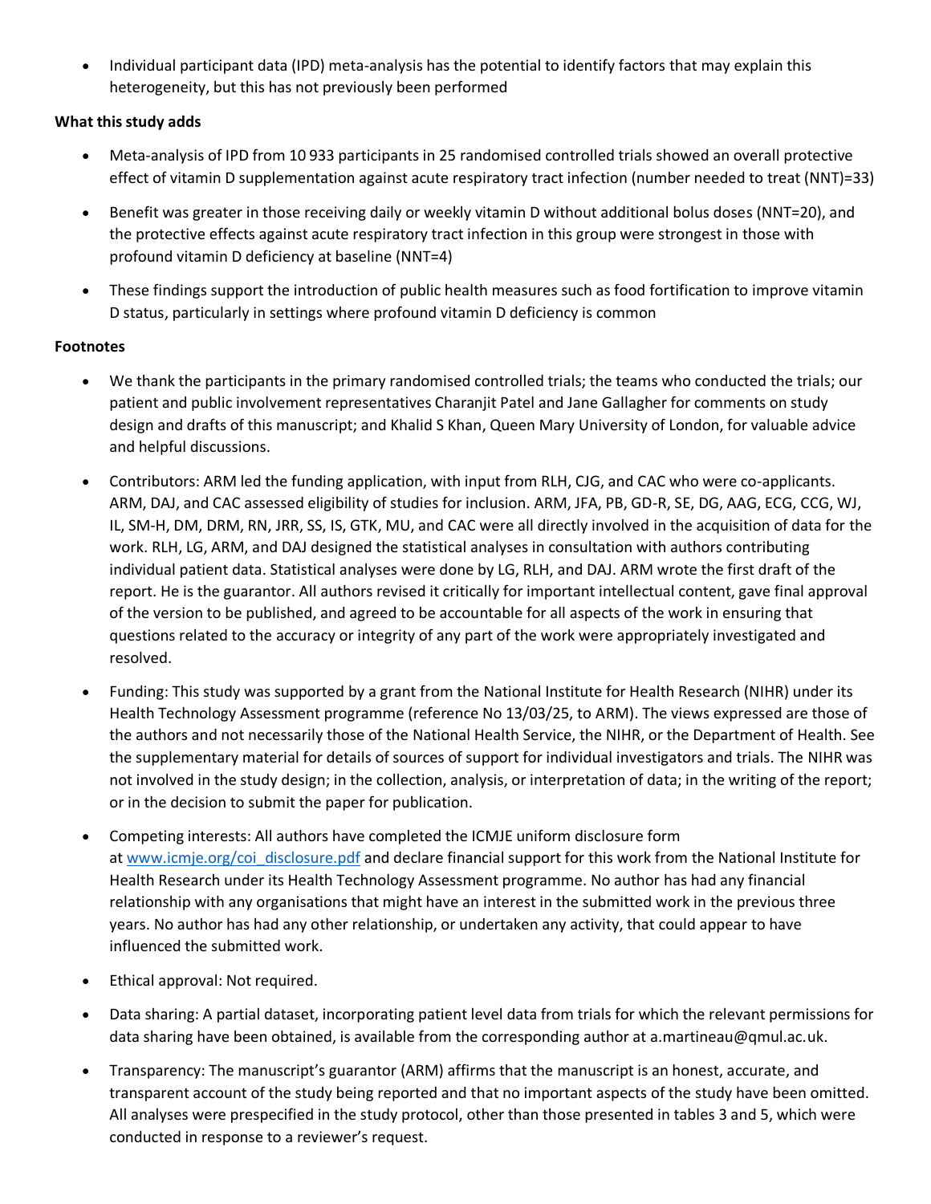- Individual participant data (IPD) meta-analysis has the potential to identify factors that may explain this heterogeneity, but this has not previously been performed

**What this study adds**

- Meta-analysis of IPD from 10 933 participants in 25 randomised controlled trials showed an overall protective effect of vitamin D supplementation against acute respiratory tract infection (number needed to treat (NNT)=33)
- Benefit was greater in those receiving daily or weekly vitamin D without additional bolus doses (NNT=20), and the protective effects against acute respiratory tract infection in this group were strongest in those with profound vitamin D deficiency at baseline (NNT=4)
- These findings support the introduction of public health measures such as food fortification to improve vitamin D status, particularly in settings where profound vitamin D deficiency is common

**Footnotes**

- We thank the participants in the primary randomised controlled trials; the teams who conducted the trials; our patient and public involvement representatives Charanjit Patel and Jane Gallagher for comments on study design and drafts of this manuscript; and Khalid S Khan, Queen Mary University of London, for valuable advice and helpful discussions.
- Contributors: ARM led the funding application, with input from RLH, CJG, and CAC who were co-applicants. ARM, DAJ, and CAC assessed eligibility of studies for inclusion. ARM, JFA, PB, GD-R, SE, DG, AAG, ECG, CCG, WJ, IL, SM-H, DM, DRM, RN, JRR, SS, IS, GTK, MU, and CAC were all directly involved in the acquisition of data for the work. RLH, LG, ARM, and DAJ designed the statistical analyses in consultation with authors contributing individual patient data. Statistical analyses were done by LG, RLH, and DAJ. ARM wrote the first draft of the report. He is the guarantor. All authors revised it critically for important intellectual content, gave final approval of the version to be published, and agreed to be accountable for all aspects of the work in ensuring that questions related to the accuracy or integrity of any part of the work were appropriately investigated and resolved.
- Funding: This study was supported by a grant from the National Institute for Health Research (NIHR) under its Health Technology Assessment programme (reference No 13/03/25, to ARM). The views expressed are those of the authors and not necessarily those of the National Health Service, the NIHR, or the Department of Health. See the supplementary material for details of sources of support for individual investigators and trials. The NIHR was not involved in the study design; in the collection, analysis, or interpretation of data; in the writing of the report; or in the decision to submit the paper for publication.
- Competing interests: All authors have completed the ICMJE uniform disclosure form at [www.icmje.org/coi_disclosure.pdf](www.icmje.org/coi_disclosure.pdf) and declare financial support for this work from the National Institute for Health Research under its Health Technology Assessment programme. No author has had any financial relationship with any organisations that might have an interest in the submitted work in the previous three years. No author has had any other relationship, or undertaken any activity, that could appear to have influenced the submitted work.
- Ethical approval: Not required.
- Data sharing: A partial dataset, incorporating patient level data from trials for which the relevant permissions for data sharing have been obtained, is available from the corresponding author at a.martineau@qmul.ac.uk.
- Transparency: The manuscript's guarantor (ARM) affirms that the manuscript is an honest, accurate, and transparent account of the study being reported and that no important aspects of the study have been omitted. All analyses were prespecified in the study protocol, other than those presented in tables 3 and 5, which were conducted in response to a reviewer's request.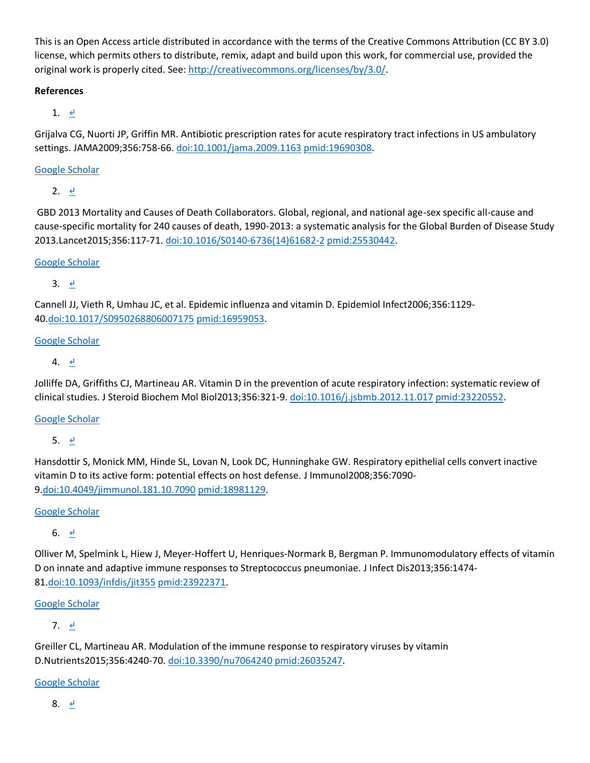This is an Open Access article distributed in accordance with the terms of the Creative Commons Attribution (CC BY 3.0) license, which permits others to distribute, remix, adapt and build upon this work, for commercial use, provided the original work is properly cited. See: http://creativecommons.org/licenses/by/3.0/.

**References**

1. ↵

Grijalva CG, Nuorti JP, Griffin MR. Antibiotic prescription rates for acute respiratory tract infections in US ambulatory settings. JAMA2009;356:758-66. doi:10.1001/jama.2009.1163 pmid:19690308.

Google Scholar

2. ↵

GBD 2013 Mortality and Causes of Death Collaborators. Global, regional, and national age-sex specific all-cause and cause-specific mortality for 240 causes of death, 1990-2013: a systematic analysis for the Global Burden of Disease Study 2013.Lancet2015;356:117-71. doi:10.1016/S0140-6736(14)61682-2 pmid:25530442.

Google Scholar

3. ↵

Cannell JJ, Vieth R, Umhau JC, et al. Epidemic influenza and vitamin D. Epidemiol Infect2006;356:1129-40.doi:10.1017/S0950268806007175 pmid:16959053.

Google Scholar

4. ↵

Jolliffe DA, Griffiths CJ, Martineau AR. Vitamin D in the prevention of acute respiratory infection: systematic review of clinical studies. J Steroid Biochem Mol Biol2013;356:321-9. doi:10.1016/j.jsbmb.2012.11.017 pmid:23220552.

Google Scholar

5. ↵

Hansdottir S, Monick MM, Hinde SL, Lovan N, Look DC, Hunninghake GW. Respiratory epithelial cells convert inactive vitamin D to its active form: potential effects on host defense. J Immunol2008;356:7090-9.doi:10.4049/jimmunol.181.10.7090 pmid:18981129.

Google Scholar

6. ↵

Olliver M, Spelmink L, Hiew J, Meyer-Hoffert U, Henriques-Normark B, Bergman P. Immunomodulatory effects of vitamin D on innate and adaptive immune responses to Streptococcus pneumoniae. J Infect Dis2013;356:1474-81.doi:10.1093/infdis/jit355 pmid:23922371.

Google Scholar

7. ↵

Greiller CL, Martineau AR. Modulation of the immune response to respiratory viruses by vitamin D.Nutrients2015;356:4240-70. doi:10.3390/nu7064240 pmid:26035247.

Google Scholar

8. ↵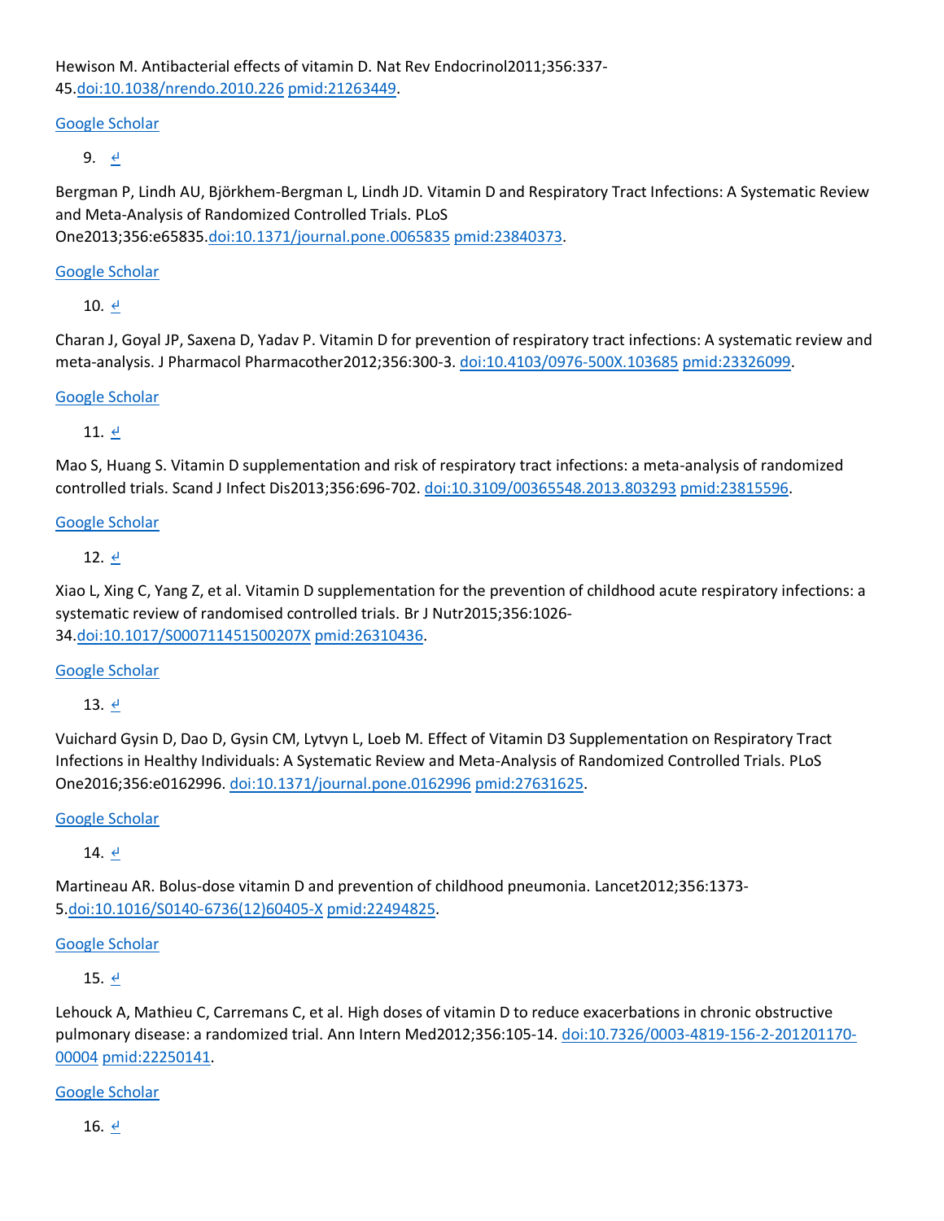Hewison M. Antibacterial effects of vitamin D. Nat Rev Endocrinol2011;356:337-45.doi:10.1038/nrendo.2010.226 pmid:21263449.

Google Scholar

9. ↲

Bergman P, Lindh AU, Björkhem-Bergman L, Lindh JD. Vitamin D and Respiratory Tract Infections: A Systematic Review and Meta-Analysis of Randomized Controlled Trials. PLoS One2013;356:e65835.doi:10.1371/journal.pone.0065835 pmid:23840373.

Google Scholar

10. ↲

Charan J, Goyal JP, Saxena D, Yadav P. Vitamin D for prevention of respiratory tract infections: A systematic review and meta-analysis. J Pharmacol Pharmacother2012;356:300-3. doi:10.4103/0976-500X.103685 pmid:23326099.

Google Scholar

11. ↲

Mao S, Huang S. Vitamin D supplementation and risk of respiratory tract infections: a meta-analysis of randomized controlled trials. Scand J Infect Dis2013;356:696-702. doi:10.3109/00365548.2013.803293 pmid:23815596.

Google Scholar

12. ↲

Xiao L, Xing C, Yang Z, et al. Vitamin D supplementation for the prevention of childhood acute respiratory infections: a systematic review of randomised controlled trials. Br J Nutr2015;356:1026-34.doi:10.1017/S000711451500207X pmid:26310436.

Google Scholar

13. ↲

Vuichard Gysin D, Dao D, Gysin CM, Lytvyn L, Loeb M. Effect of Vitamin D3 Supplementation on Respiratory Tract Infections in Healthy Individuals: A Systematic Review and Meta-Analysis of Randomized Controlled Trials. PLoS One2016;356:e0162996. doi:10.1371/journal.pone.0162996 pmid:27631625.

Google Scholar

14. ↲

Martineau AR. Bolus-dose vitamin D and prevention of childhood pneumonia. Lancet2012;356:1373-5.doi:10.1016/S0140-6736(12)60405-X pmid:22494825.

Google Scholar

15. ↲

Lehouck A, Mathieu C, Carremans C, et al. High doses of vitamin D to reduce exacerbations in chronic obstructive pulmonary disease: a randomized trial. Ann Intern Med2012;356:105-14. doi:10.7326/0003-4819-156-2-201201170-00004 pmid:22250141.

Google Scholar

16. ↲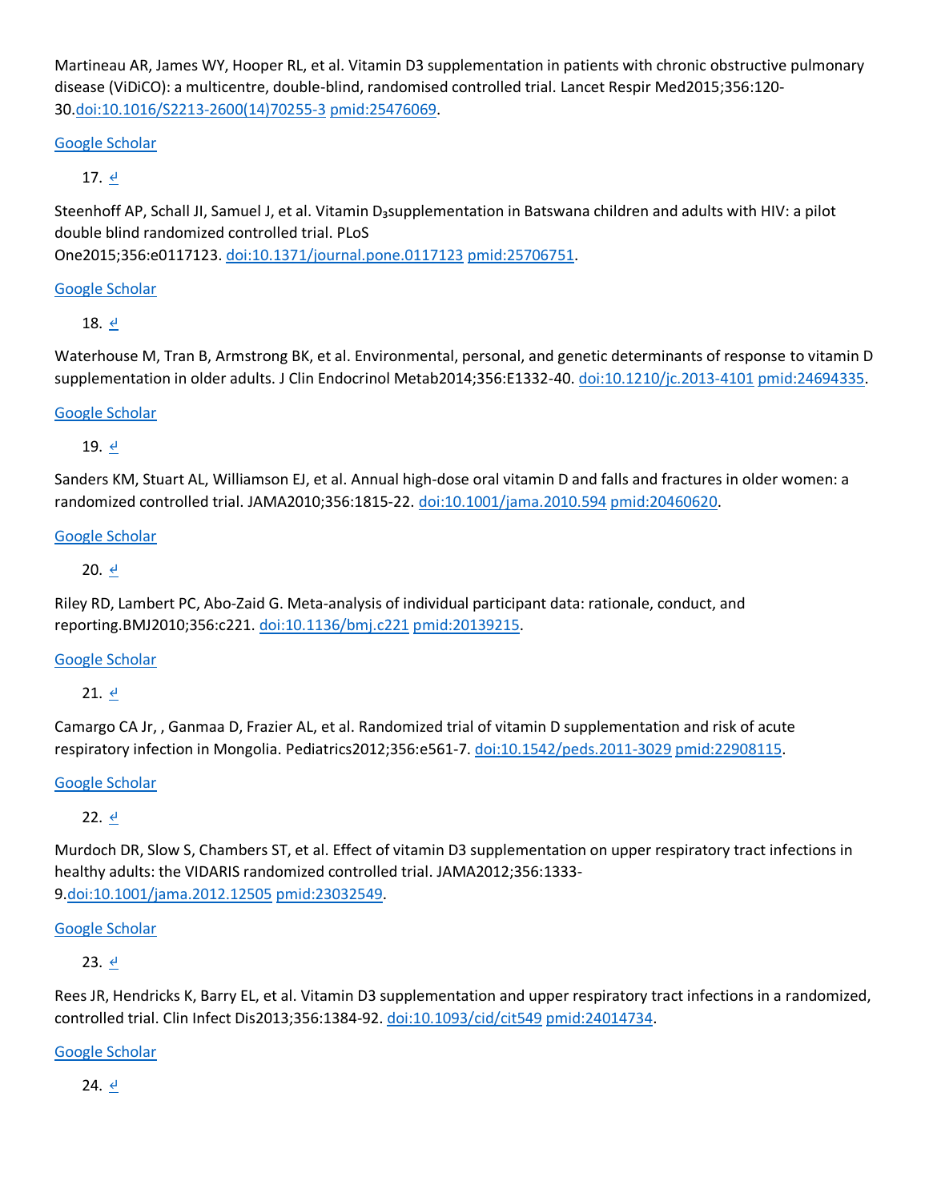Martineau AR, James WY, Hooper RL, et al. Vitamin D3 supplementation in patients with chronic obstructive pulmonary disease (ViDiCO): a multicentre, double-blind, randomised controlled trial. Lancet Respir Med2015;356:120-30.doi:10.1016/S2213-2600(14)70255-3 pmid:25476069.

Google Scholar

17. ↵

Steenhoff AP, Schall JI, Samuel J, et al. Vitamin $D_3$supplementation in Batswana children and adults with HIV: a pilot double blind randomized controlled trial. PLoS One2015;356:e0117123. doi:10.1371/journal.pone.0117123 pmid:25706751.

Google Scholar

18. ↵

Waterhouse M, Tran B, Armstrong BK, et al. Environmental, personal, and genetic determinants of response to vitamin D supplementation in older adults. J Clin Endocrinol Metab2014;356:E1332-40. doi:10.1210/jc.2013-4101 pmid:24694335.

Google Scholar

19. ↵

Sanders KM, Stuart AL, Williamson EJ, et al. Annual high-dose oral vitamin D and falls and fractures in older women: a randomized controlled trial. JAMA2010;356:1815-22. doi:10.1001/jama.2010.594 pmid:20460620.

Google Scholar

20. ↵

Riley RD, Lambert PC, Abo-Zaid G. Meta-analysis of individual participant data: rationale, conduct, and reporting.BMJ2010;356:c221. doi:10.1136/bmj.c221 pmid:20139215.

Google Scholar

21. ↵

Camargo CA Jr, , Ganmaa D, Frazier AL, et al. Randomized trial of vitamin D supplementation and risk of acute respiratory infection in Mongolia. Pediatrics2012;356:e561-7. doi:10.1542/peds.2011-3029 pmid:22908115.

Google Scholar

22. ↵

Murdoch DR, Slow S, Chambers ST, et al. Effect of vitamin D3 supplementation on upper respiratory tract infections in healthy adults: the VIDARIS randomized controlled trial. JAMA2012;356:1333-9.doi:10.1001/jama.2012.12505 pmid:23032549.

Google Scholar

23. ↵

Rees JR, Hendricks K, Barry EL, et al. Vitamin D3 supplementation and upper respiratory tract infections in a randomized, controlled trial. Clin Infect Dis2013;356:1384-92. doi:10.1093/cid/cit549 pmid:24014734.

Google Scholar

24. ↵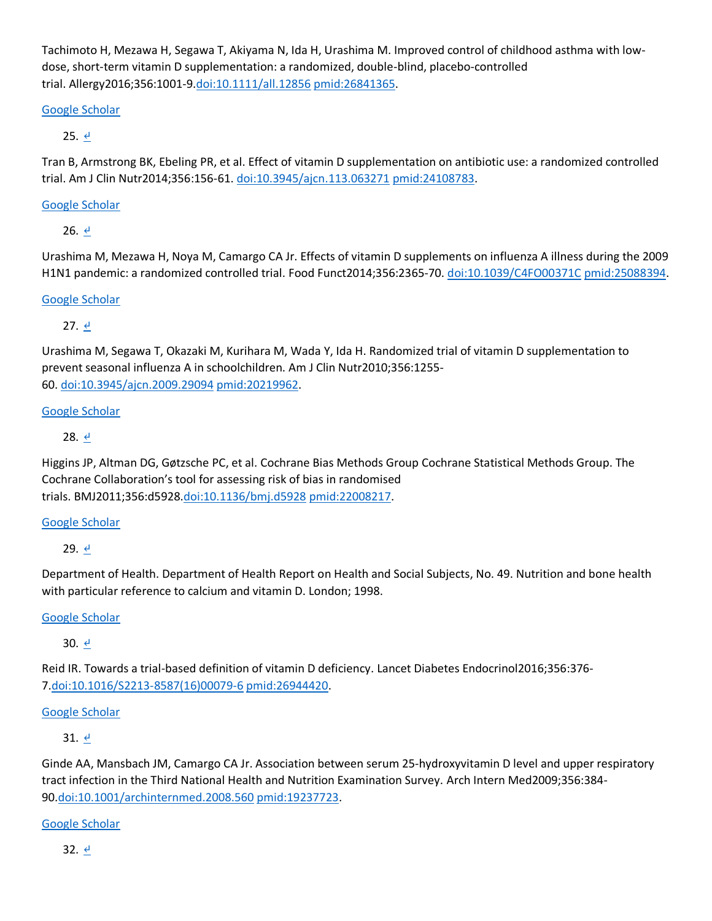Tachimoto H, Mezawa H, Segawa T, Akiyama N, Ida H, Urashima M. Improved control of childhood asthma with low-dose, short-term vitamin D supplementation: a randomized, double-blind, placebo-controlled trial. Allergy2016;356:1001-9.doi:10.1111/all.12856 pmid:26841365.

Google Scholar

25. ↲

Tran B, Armstrong BK, Ebeling PR, et al. Effect of vitamin D supplementation on antibiotic use: a randomized controlled trial. Am J Clin Nutr2014;356:156-61. doi:10.3945/ajcn.113.063271 pmid:24108783.

Google Scholar

26. ↲

Urashima M, Mezawa H, Noya M, Camargo CA Jr. Effects of vitamin D supplements on influenza A illness during the 2009 H1N1 pandemic: a randomized controlled trial. Food Funct2014;356:2365-70. doi:10.1039/C4FO00371C pmid:25088394.

Google Scholar

27. ↲

Urashima M, Segawa T, Okazaki M, Kurihara M, Wada Y, Ida H. Randomized trial of vitamin D supplementation to prevent seasonal influenza A in schoolchildren. Am J Clin Nutr2010;356:1255-60. doi:10.3945/ajcn.2009.29094 pmid:20219962.

Google Scholar

28. ↲

Higgins JP, Altman DG, Gøtzsche PC, et al. Cochrane Bias Methods Group Cochrane Statistical Methods Group. The Cochrane Collaboration's tool for assessing risk of bias in randomised trials. BMJ2011;356:d5928.doi:10.1136/bmj.d5928 pmid:22008217.

Google Scholar

29. ↲

Department of Health. Department of Health Report on Health and Social Subjects, No. 49. Nutrition and bone health with particular reference to calcium and vitamin D. London; 1998.

Google Scholar

30. ↲

Reid IR. Towards a trial-based definition of vitamin D deficiency. Lancet Diabetes Endocrinol2016;356:376-7.doi:10.1016/S2213-8587(16)00079-6 pmid:26944420.

Google Scholar

31. ↲

Ginde AA, Mansbach JM, Camargo CA Jr. Association between serum 25-hydroxyvitamin D level and upper respiratory tract infection in the Third National Health and Nutrition Examination Survey. Arch Intern Med2009;356:384-90.doi:10.1001/archinternmed.2008.560 pmid:19237723.

Google Scholar

32. ↲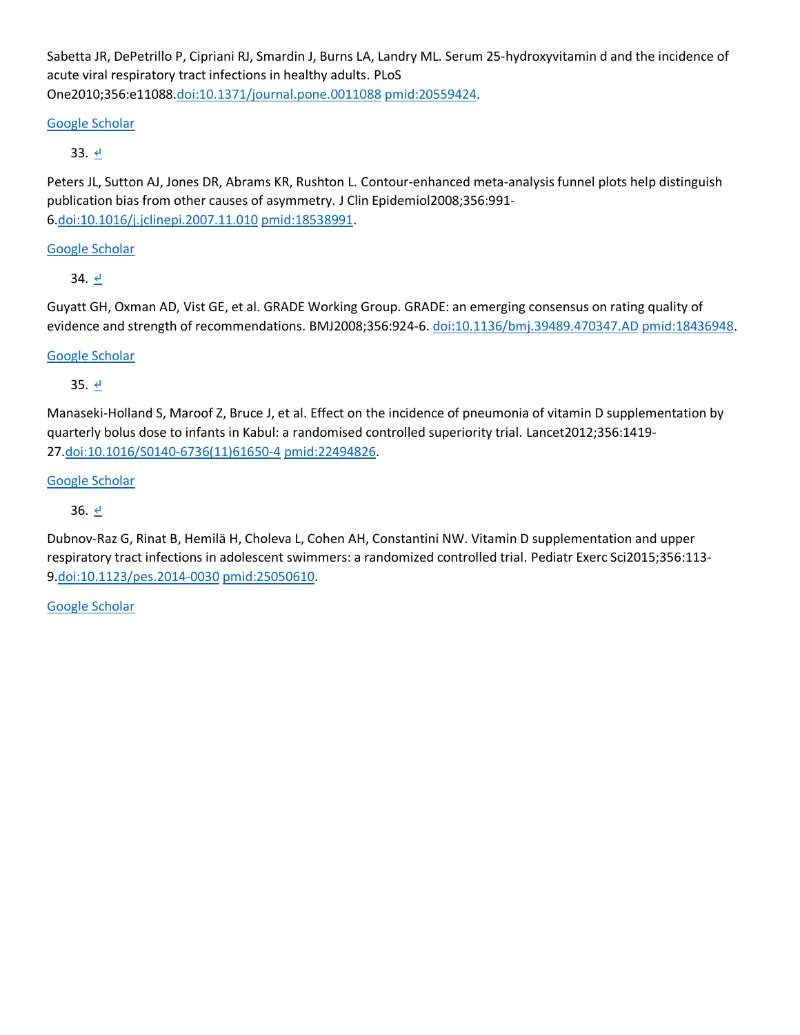Sabetta JR, DePetrillo P, Cipriani RJ, Smardin J, Burns LA, Landry ML. Serum 25-hydroxyvitamin d and the incidence of acute viral respiratory tract infections in healthy adults. PLoS One2010;356:e11088.doi:10.1371/journal.pone.0011088 pmid:20559424.

Google Scholar

33. ↲

Peters JL, Sutton AJ, Jones DR, Abrams KR, Rushton L. Contour-enhanced meta-analysis funnel plots help distinguish publication bias from other causes of asymmetry. J Clin Epidemiol2008;356:991-6.doi:10.1016/j.jclinepi.2007.11.010 pmid:18538991.

Google Scholar

34. ↲

Guyatt GH, Oxman AD, Vist GE, et al. GRADE Working Group. GRADE: an emerging consensus on rating quality of evidence and strength of recommendations. BMJ2008;356:924-6. doi:10.1136/bmj.39489.470347.AD pmid:18436948.

Google Scholar

35. ↲

Manaseki-Holland S, Maroof Z, Bruce J, et al. Effect on the incidence of pneumonia of vitamin D supplementation by quarterly bolus dose to infants in Kabul: a randomised controlled superiority trial. Lancet2012;356:1419-27.doi:10.1016/S0140-6736(11)61650-4 pmid:22494826.

Google Scholar

36. ↲

Dubnov-Raz G, Rinat B, Hemilä H, Choleva L, Cohen AH, Constantini NW. Vitamin D supplementation and upper respiratory tract infections in adolescent swimmers: a randomized controlled trial. Pediatr Exerc Sci2015;356:113-9.doi:10.1123/pes.2014-0030 pmid:25050610.

Google Scholar